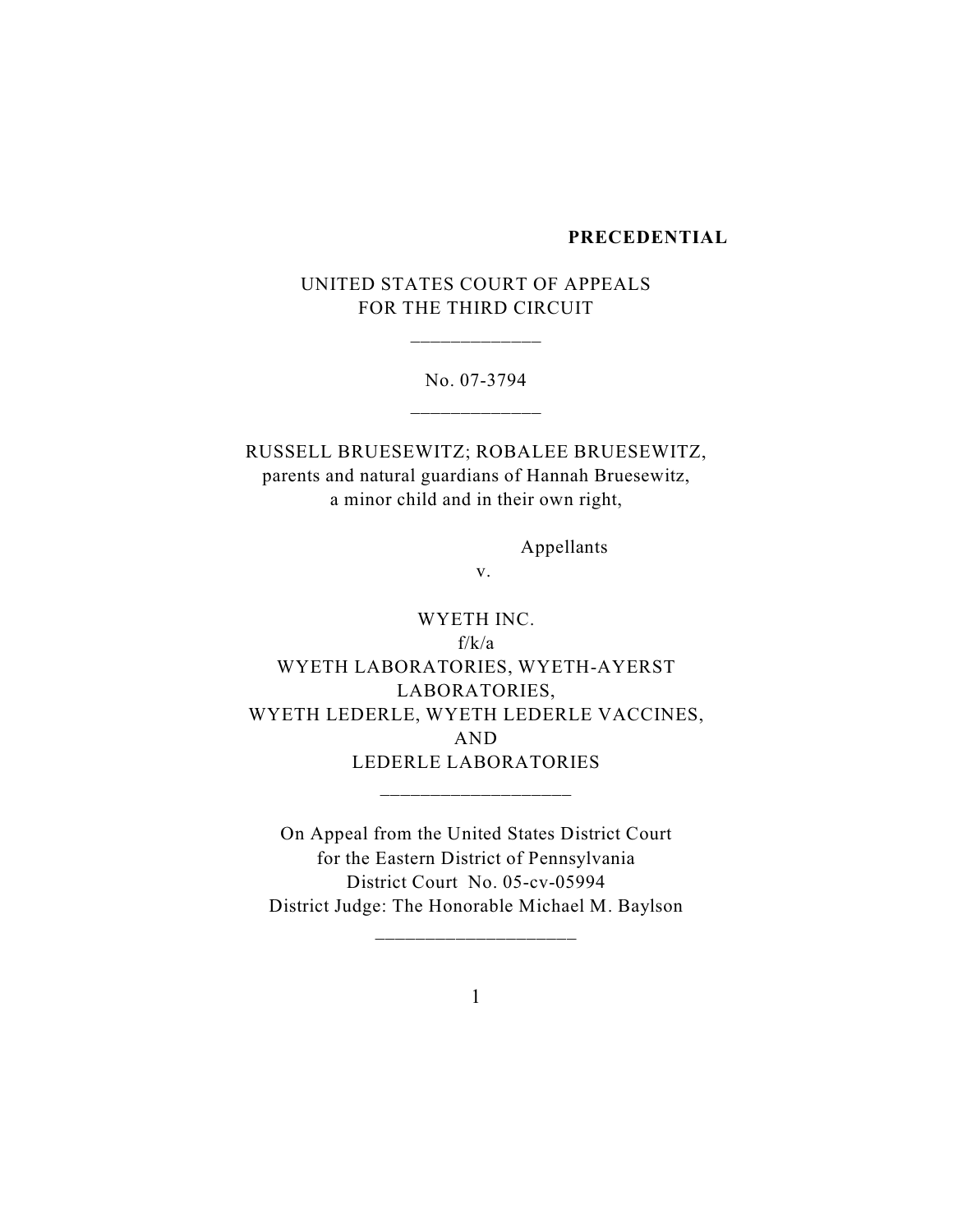**PRECEDENTIAL**

UNITED STATES COURT OF APPEALS
FOR THE THIRD CIRCUIT

\_\_\_\_\_\_\_\_\_\_\_\_\_

No. 07-3794

\_\_\_\_\_\_\_\_\_\_\_\_\_

RUSSELL BRUESEWITZ; ROBALEE BRUESEWITZ,
parents and natural guardians of Hannah Bruesewitz,
a minor child and in their own right,

Appellants

v.

WYETH INC.
f/k/a
WYETH LABORATORIES, WYETH-AYERST
LABORATORIES,
WYETH LEDERLE, WYETH LEDERLE VACCINES,
AND
LEDERLE LABORATORIES

\_\_\_\_\_\_\_\_\_\_\_\_\_\_\_\_\_\_\_

On Appeal from the United States District Court
for the Eastern District of Pennsylvania
District Court No. 05-cv-05994
District Judge: The Honorable Michael M. Baylson

\_\_\_\_\_\_\_\_\_\_\_\_\_\_\_\_\_\_\_\_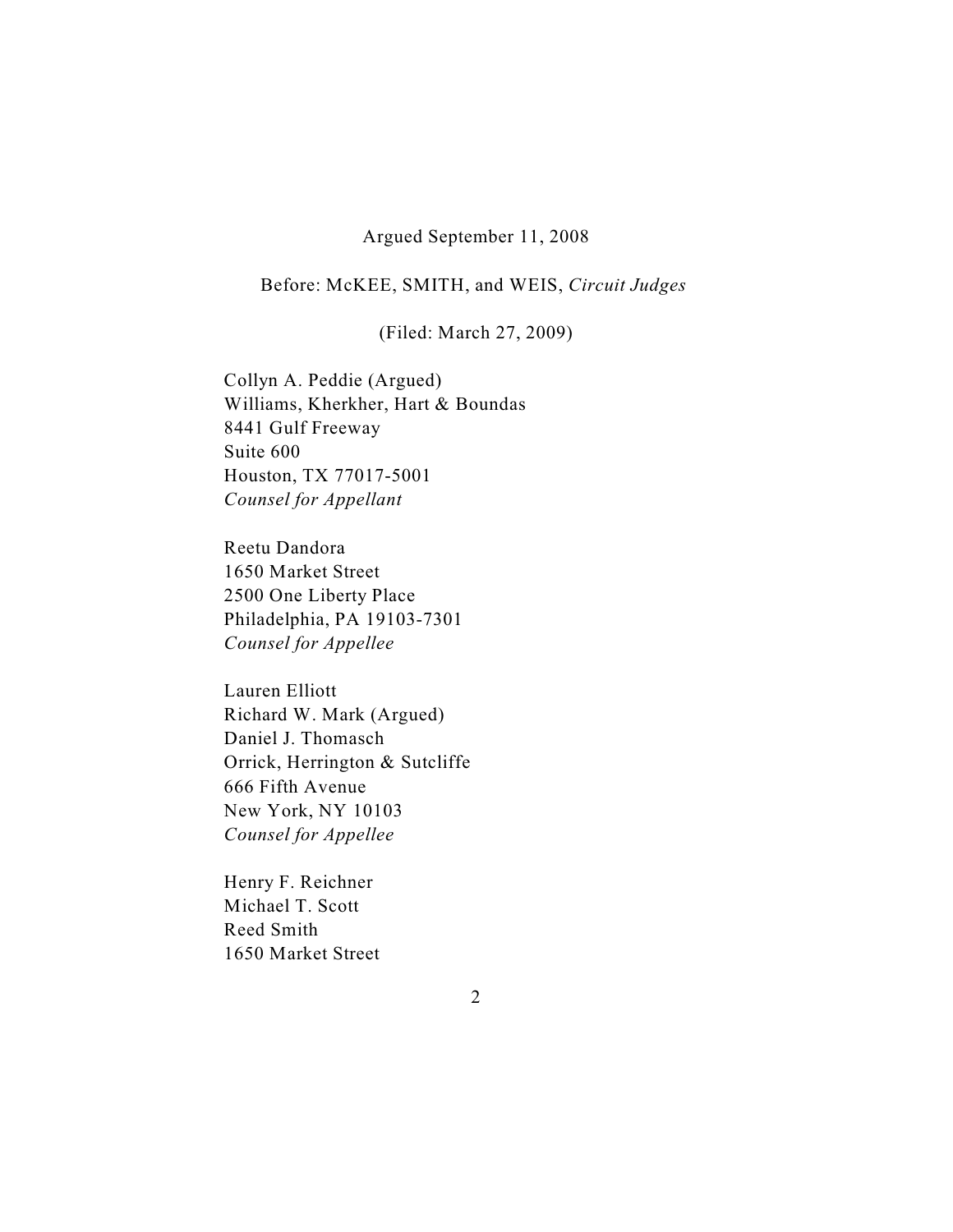Argued September 11, 2008

Before: McKEE, SMITH, and WEIS, *Circuit Judges*

(Filed: March 27, 2009)

Collyn A. Peddie (Argued)
Williams, Kherkher, Hart & Boundas
8441 Gulf Freeway
Suite 600
Houston, TX 77017-5001
*Counsel for Appellant*

Reetu Dandora
1650 Market Street
2500 One Liberty Place
Philadelphia, PA 19103-7301
*Counsel for Appellee*

Lauren Elliott
Richard W. Mark (Argued)
Daniel J. Thomasch
Orrick, Herrington & Sutcliffe
666 Fifth Avenue
New York, NY 10103
*Counsel for Appellee*

Henry F. Reichner
Michael T. Scott
Reed Smith
1650 Market Street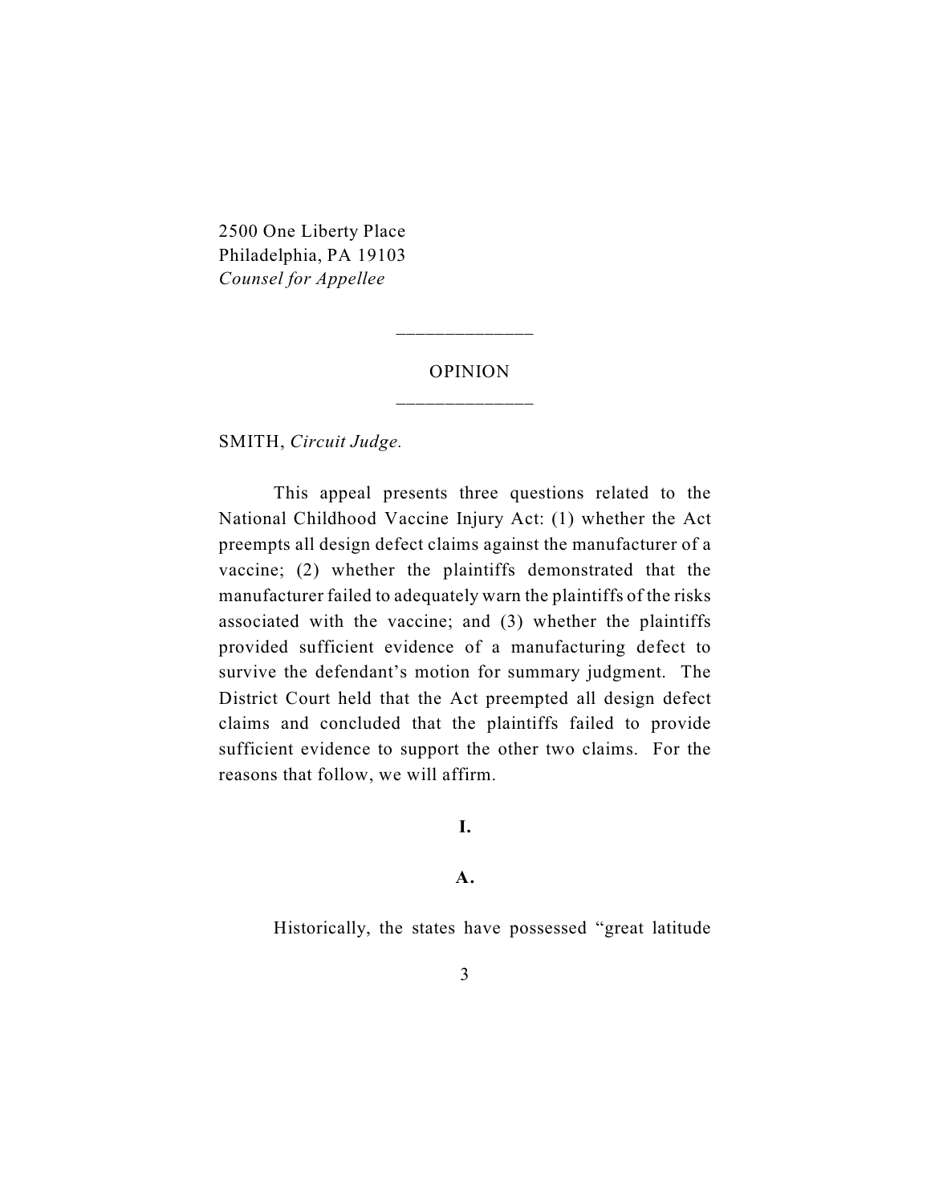2500 One Liberty Place
Philadelphia, PA 19103
*Counsel for Appellee*

---

OPINION

---

SMITH, *Circuit Judge.*

This appeal presents three questions related to the National Childhood Vaccine Injury Act: (1) whether the Act preempts all design defect claims against the manufacturer of a vaccine; (2) whether the plaintiffs demonstrated that the manufacturer failed to adequately warn the plaintiffs of the risks associated with the vaccine; and (3) whether the plaintiffs provided sufficient evidence of a manufacturing defect to survive the defendant's motion for summary judgment. The District Court held that the Act preempted all design defect claims and concluded that the plaintiffs failed to provide sufficient evidence to support the other two claims. For the reasons that follow, we will affirm.

## I.

### A.

Historically, the states have possessed "great latitude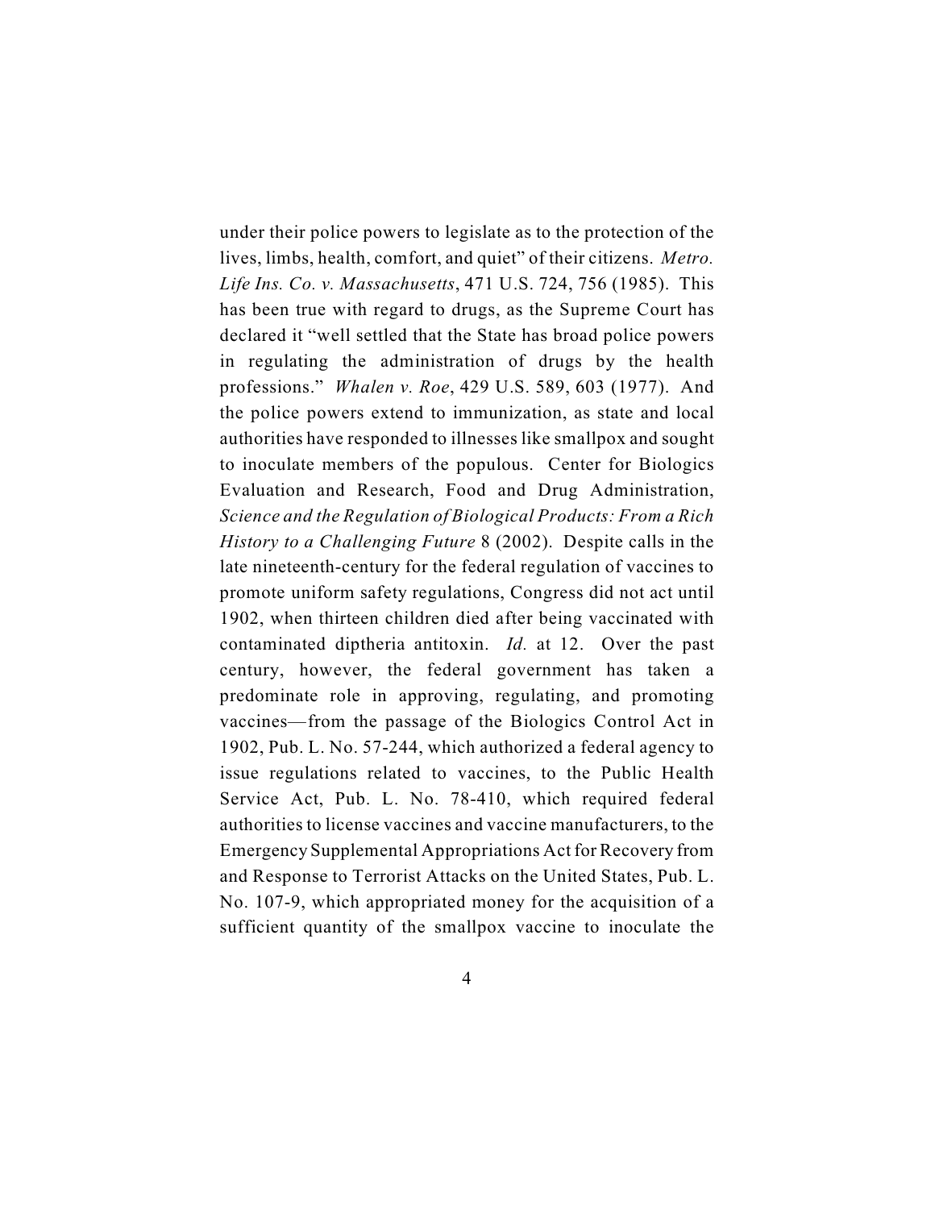under their police powers to legislate as to the protection of the lives, limbs, health, comfort, and quiet" of their citizens. *Metro. Life Ins. Co. v. Massachusetts*, 471 U.S. 724, 756 (1985). This has been true with regard to drugs, as the Supreme Court has declared it "well settled that the State has broad police powers in regulating the administration of drugs by the health professions." *Whalen v. Roe*, 429 U.S. 589, 603 (1977). And the police powers extend to immunization, as state and local authorities have responded to illnesses like smallpox and sought to inoculate members of the populous. Center for Biologics Evaluation and Research, Food and Drug Administration, *Science and the Regulation of Biological Products: From a Rich History to a Challenging Future* 8 (2002). Despite calls in the late nineteenth-century for the federal regulation of vaccines to promote uniform safety regulations, Congress did not act until 1902, when thirteen children died after being vaccinated with contaminated diptheria antitoxin. *Id.* at 12. Over the past century, however, the federal government has taken a predominate role in approving, regulating, and promoting vaccines—from the passage of the Biologics Control Act in 1902, Pub. L. No. 57-244, which authorized a federal agency to issue regulations related to vaccines, to the Public Health Service Act, Pub. L. No. 78-410, which required federal authorities to license vaccines and vaccine manufacturers, to the Emergency Supplemental Appropriations Act for Recovery from and Response to Terrorist Attacks on the United States, Pub. L. No. 107-9, which appropriated money for the acquisition of a sufficient quantity of the smallpox vaccine to inoculate the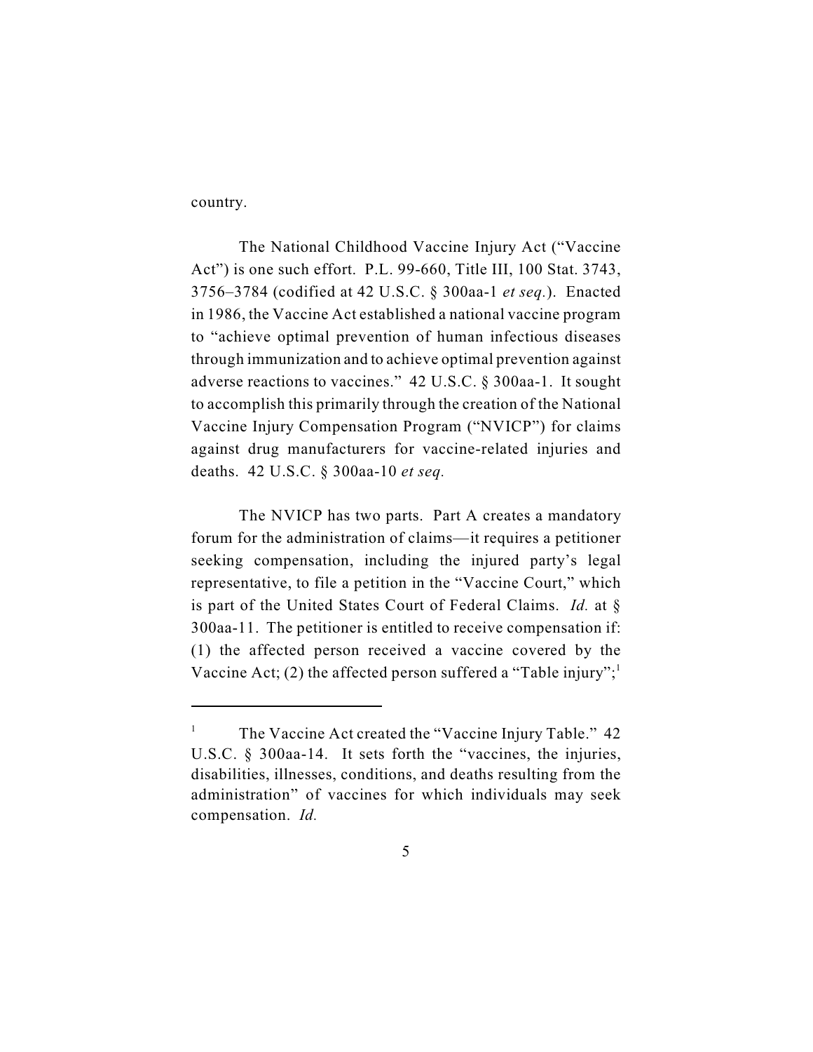country.

The National Childhood Vaccine Injury Act ("Vaccine Act") is one such effort. P.L. 99-660, Title III, 100 Stat. 3743, 3756–3784 (codified at 42 U.S.C. § 300aa-1 *et seq.*). Enacted in 1986, the Vaccine Act established a national vaccine program to "achieve optimal prevention of human infectious diseases through immunization and to achieve optimal prevention against adverse reactions to vaccines." 42 U.S.C. § 300aa-1. It sought to accomplish this primarily through the creation of the National Vaccine Injury Compensation Program ("NVICP") for claims against drug manufacturers for vaccine-related injuries and deaths. 42 U.S.C. § 300aa-10 *et seq.*

The NVICP has two parts. Part A creates a mandatory forum for the administration of claims—it requires a petitioner seeking compensation, including the injured party's legal representative, to file a petition in the "Vaccine Court," which is part of the United States Court of Federal Claims. *Id.* at § 300aa-11. The petitioner is entitled to receive compensation if: (1) the affected person received a vaccine covered by the Vaccine Act; (2) the affected person suffered a "Table injury";[1]

---

[1] The Vaccine Act created the "Vaccine Injury Table." 42 U.S.C. § 300aa-14. It sets forth the "vaccines, the injuries, disabilities, illnesses, conditions, and deaths resulting from the administration" of vaccines for which individuals may seek compensation. *Id.*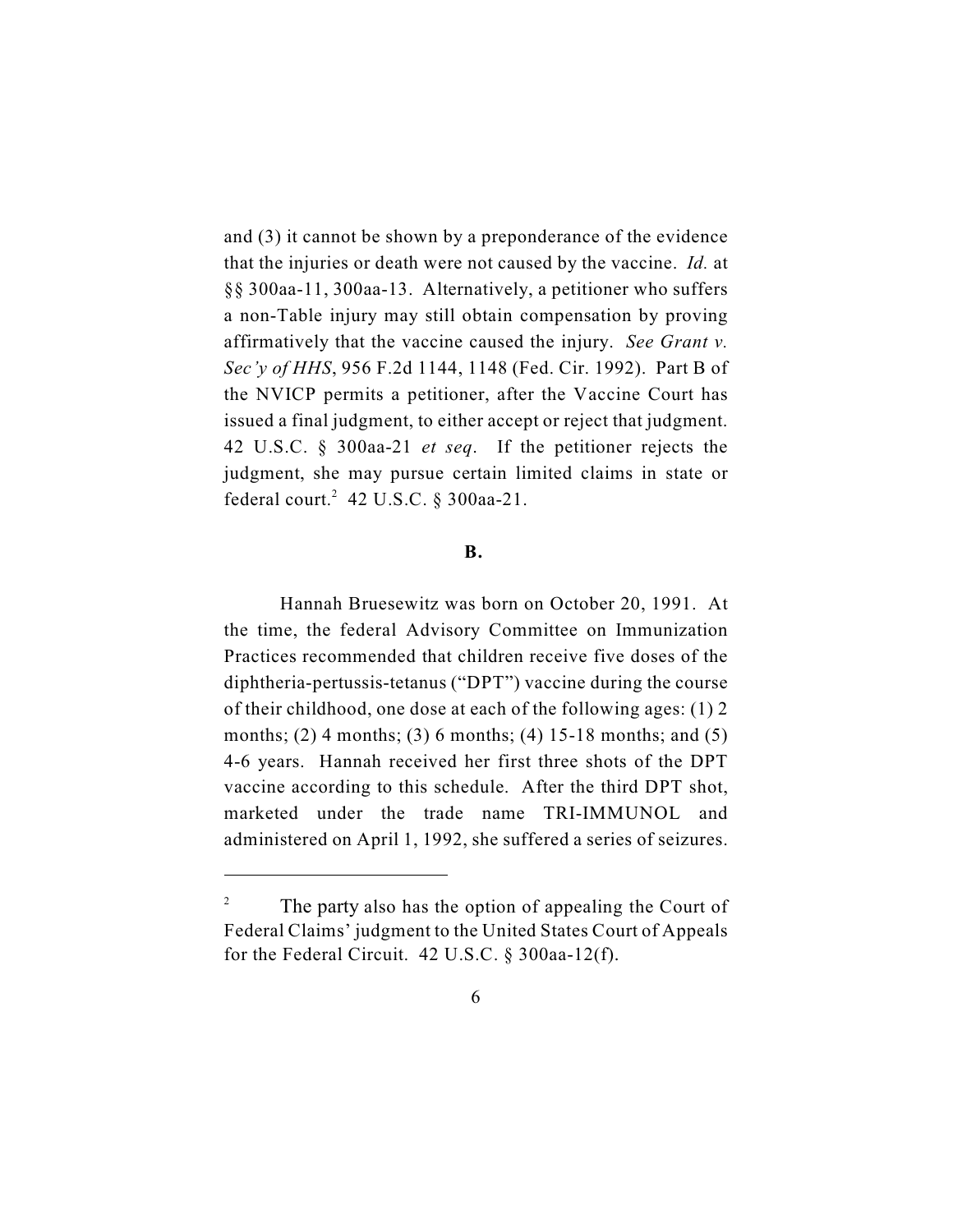and (3) it cannot be shown by a preponderance of the evidence that the injuries or death were not caused by the vaccine. *Id.* at §§ 300aa-11, 300aa-13. Alternatively, a petitioner who suffers a non-Table injury may still obtain compensation by proving affirmatively that the vaccine caused the injury. *See Grant v. Sec'y of HHS*, 956 F.2d 1144, 1148 (Fed. Cir. 1992). Part B of the NVICP permits a petitioner, after the Vaccine Court has issued a final judgment, to either accept or reject that judgment. 42 U.S.C. § 300aa-21 *et seq*. If the petitioner rejects the judgment, she may pursue certain limited claims in state or federal court.[2] 42 U.S.C. § 300aa-21.

**B.**

Hannah Bruesewitz was born on October 20, 1991. At the time, the federal Advisory Committee on Immunization Practices recommended that children receive five doses of the diphtheria-pertussis-tetanus ("DPT") vaccine during the course of their childhood, one dose at each of the following ages: (1) 2 months; (2) 4 months; (3) 6 months; (4) 15-18 months; and (5) 4-6 years. Hannah received her first three shots of the DPT vaccine according to this schedule. After the third DPT shot, marketed under the trade name TRI-IMMUNOL and administered on April 1, 1992, she suffered a series of seizures.

---

[2] The party also has the option of appealing the Court of Federal Claims' judgment to the United States Court of Appeals for the Federal Circuit. 42 U.S.C. § 300aa-12(f).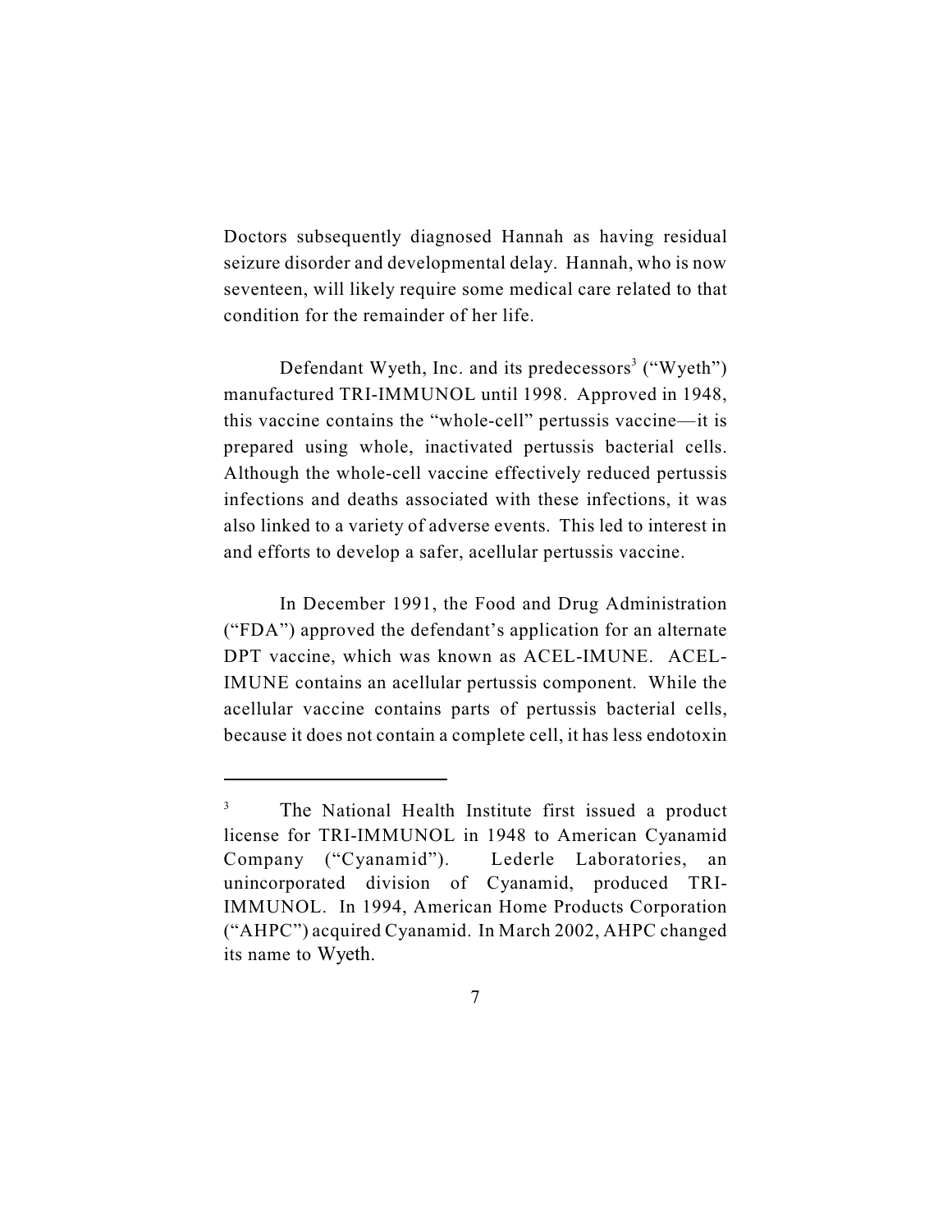Doctors subsequently diagnosed Hannah as having residual seizure disorder and developmental delay. Hannah, who is now seventeen, will likely require some medical care related to that condition for the remainder of her life.

Defendant Wyeth, Inc. and its predecessors[3] ("Wyeth") manufactured TRI-IMMUNOL until 1998. Approved in 1948, this vaccine contains the "whole-cell" pertussis vaccine—it is prepared using whole, inactivated pertussis bacterial cells. Although the whole-cell vaccine effectively reduced pertussis infections and deaths associated with these infections, it was also linked to a variety of adverse events. This led to interest in and efforts to develop a safer, acellular pertussis vaccine.

In December 1991, the Food and Drug Administration ("FDA") approved the defendant's application for an alternate DPT vaccine, which was known as ACEL-IMUNE. ACEL-IMUNE contains an acellular pertussis component. While the acellular vaccine contains parts of pertussis bacterial cells, because it does not contain a complete cell, it has less endotoxin

---

[3] The National Health Institute first issued a product license for TRI-IMMUNOL in 1948 to American Cyanamid Company ("Cyanamid"). Lederle Laboratories, an unincorporated division of Cyanamid, produced TRI-IMMUNOL. In 1994, American Home Products Corporation ("AHPC") acquired Cyanamid. In March 2002, AHPC changed its name to Wyeth.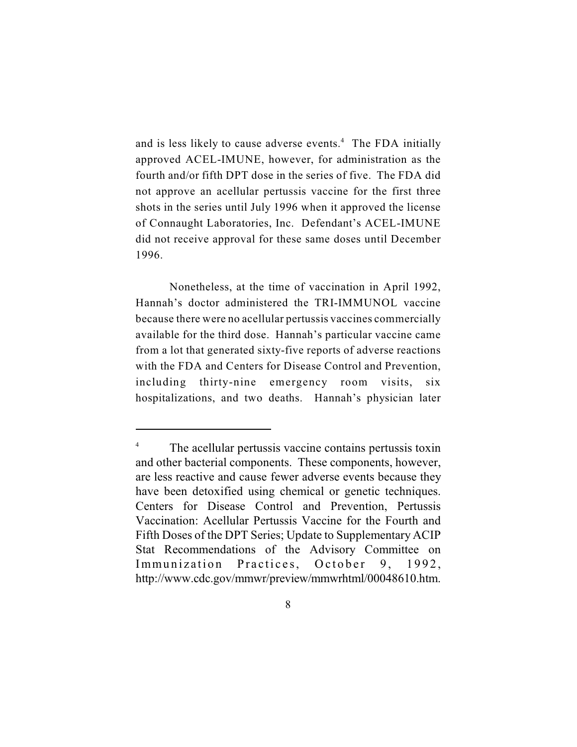and is less likely to cause adverse events.[4] The FDA initially approved ACEL-IMUNE, however, for administration as the fourth and/or fifth DPT dose in the series of five. The FDA did not approve an acellular pertussis vaccine for the first three shots in the series until July 1996 when it approved the license of Connaught Laboratories, Inc. Defendant's ACEL-IMUNE did not receive approval for these same doses until December 1996.

Nonetheless, at the time of vaccination in April 1992, Hannah's doctor administered the TRI-IMMUNOL vaccine because there were no acellular pertussis vaccines commercially available for the third dose. Hannah's particular vaccine came from a lot that generated sixty-five reports of adverse reactions with the FDA and Centers for Disease Control and Prevention, including thirty-nine emergency room visits, six hospitalizations, and two deaths. Hannah's physician later

---

[4] The acellular pertussis vaccine contains pertussis toxin and other bacterial components. These components, however, are less reactive and cause fewer adverse events because they have been detoxified using chemical or genetic techniques. Centers for Disease Control and Prevention, Pertussis Vaccination: Acellular Pertussis Vaccine for the Fourth and Fifth Doses of the DPT Series; Update to Supplementary ACIP Stat Recommendations of the Advisory Committee on Immunization Practices, October 9, 1992, http://www.cdc.gov/mmwr/preview/mmwrhtml/00048610.htm.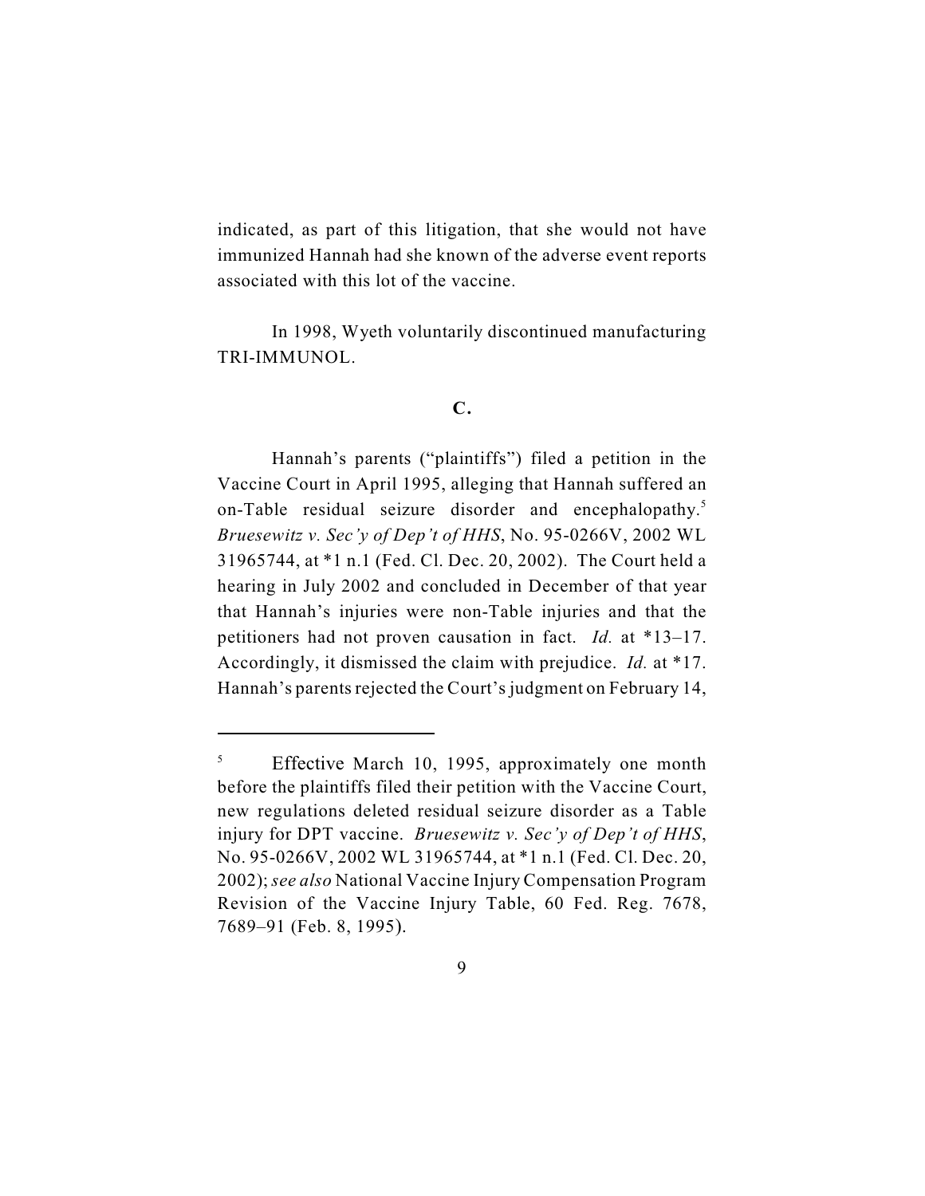indicated, as part of this litigation, that she would not have immunized Hannah had she known of the adverse event reports associated with this lot of the vaccine.

In 1998, Wyeth voluntarily discontinued manufacturing TRI-IMMUNOL.

**C.**

Hannah's parents ("plaintiffs") filed a petition in the Vaccine Court in April 1995, alleging that Hannah suffered an on-Table residual seizure disorder and encephalopathy.[5] *Bruesewitz v. Sec'y of Dep't of HHS*, No. 95-0266V, 2002 WL 31965744, at *1 n.1 (Fed. Cl. Dec. 20, 2002). The Court held a hearing in July 2002 and concluded in December of that year that Hannah's injuries were non-Table injuries and that the petitioners had not proven causation in fact. *Id.* at *13–17. Accordingly, it dismissed the claim with prejudice. *Id.* at *17. Hannah's parents rejected the Court's judgment on February 14,

---

[5] Effective March 10, 1995, approximately one month before the plaintiffs filed their petition with the Vaccine Court, new regulations deleted residual seizure disorder as a Table injury for DPT vaccine. *Bruesewitz v. Sec'y of Dep't of HHS*, No. 95-0266V, 2002 WL 31965744, at *1 n.1 (Fed. Cl. Dec. 20, 2002); *see also* National Vaccine Injury Compensation Program Revision of the Vaccine Injury Table, 60 Fed. Reg. 7678, 7689–91 (Feb. 8, 1995).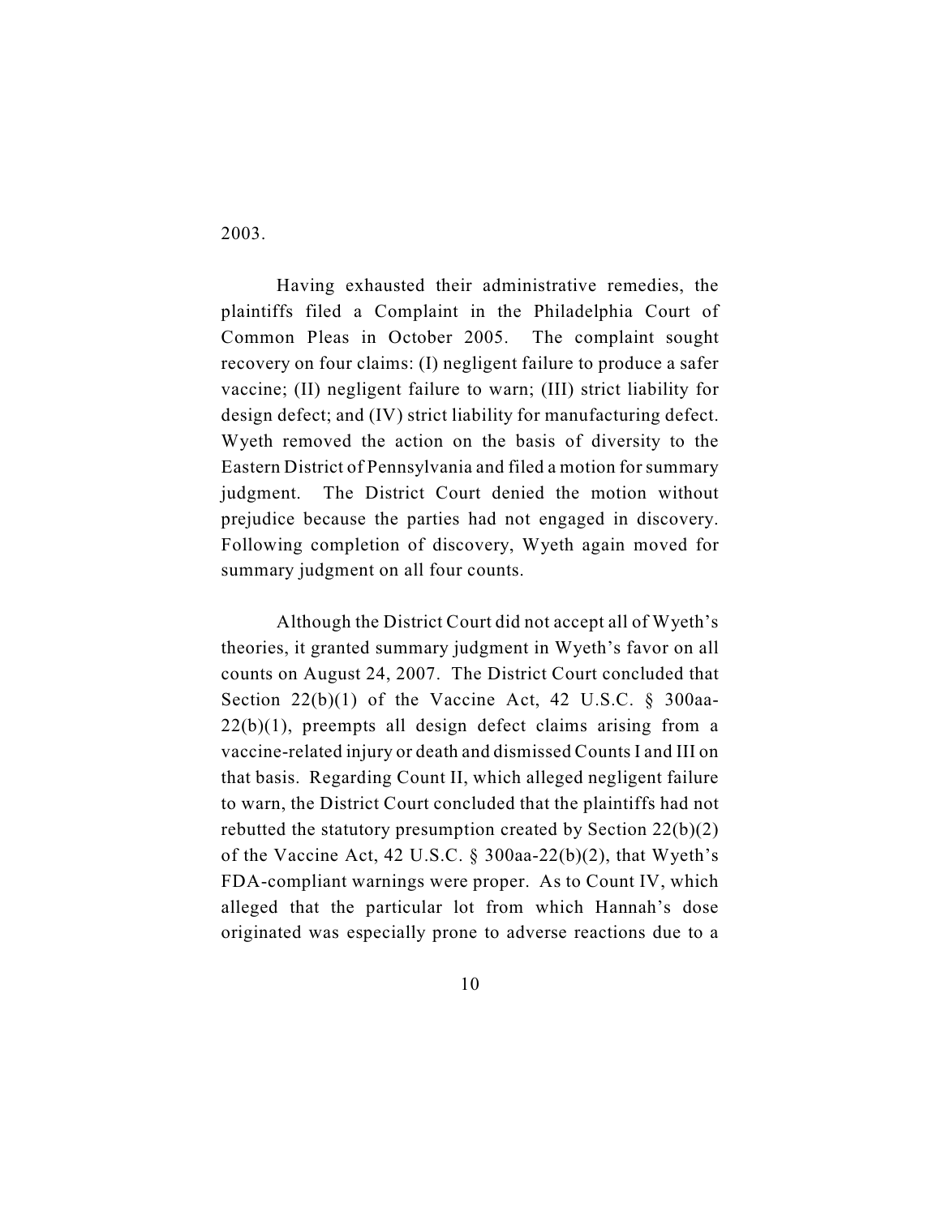2003.

Having exhausted their administrative remedies, the plaintiffs filed a Complaint in the Philadelphia Court of Common Pleas in October 2005. The complaint sought recovery on four claims: (I) negligent failure to produce a safer vaccine; (II) negligent failure to warn; (III) strict liability for design defect; and (IV) strict liability for manufacturing defect. Wyeth removed the action on the basis of diversity to the Eastern District of Pennsylvania and filed a motion for summary judgment. The District Court denied the motion without prejudice because the parties had not engaged in discovery. Following completion of discovery, Wyeth again moved for summary judgment on all four counts.

Although the District Court did not accept all of Wyeth's theories, it granted summary judgment in Wyeth's favor on all counts on August 24, 2007. The District Court concluded that Section 22(b)(1) of the Vaccine Act, 42 U.S.C. § 300aa-22(b)(1), preempts all design defect claims arising from a vaccine-related injury or death and dismissed Counts I and III on that basis. Regarding Count II, which alleged negligent failure to warn, the District Court concluded that the plaintiffs had not rebutted the statutory presumption created by Section 22(b)(2) of the Vaccine Act, 42 U.S.C. § 300aa-22(b)(2), that Wyeth's FDA-compliant warnings were proper. As to Count IV, which alleged that the particular lot from which Hannah's dose originated was especially prone to adverse reactions due to a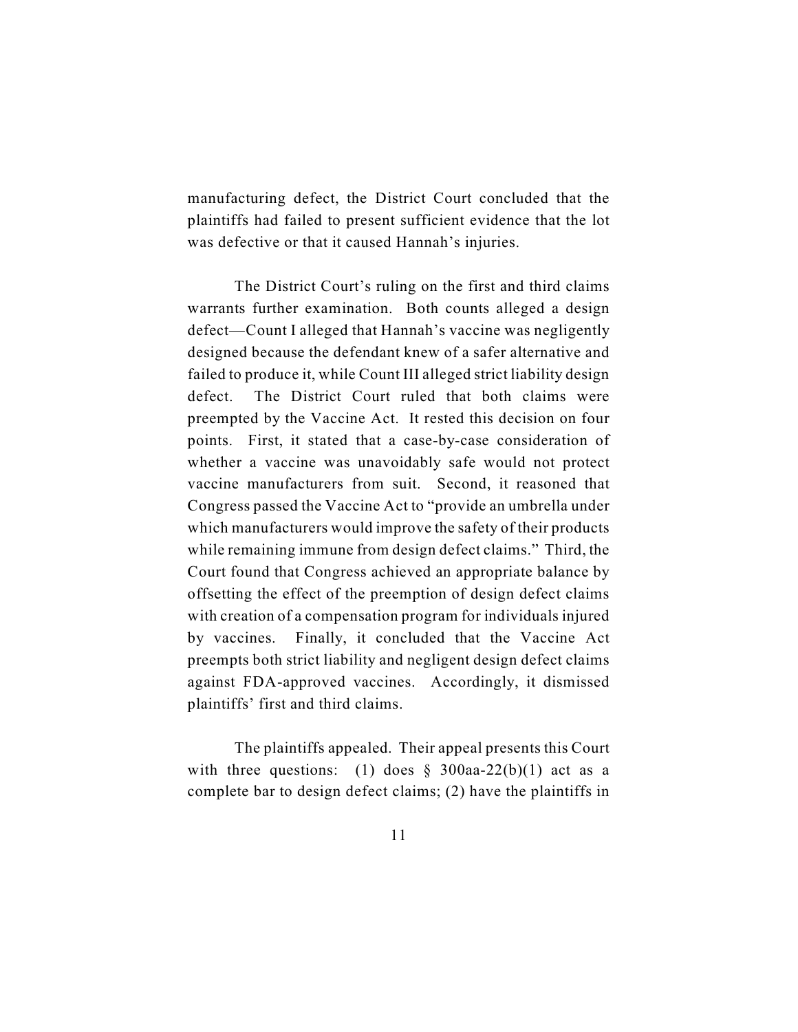manufacturing defect, the District Court concluded that the plaintiffs had failed to present sufficient evidence that the lot was defective or that it caused Hannah's injuries.

The District Court's ruling on the first and third claims warrants further examination. Both counts alleged a design defect—Count I alleged that Hannah's vaccine was negligently designed because the defendant knew of a safer alternative and failed to produce it, while Count III alleged strict liability design defect. The District Court ruled that both claims were preempted by the Vaccine Act. It rested this decision on four points. First, it stated that a case-by-case consideration of whether a vaccine was unavoidably safe would not protect vaccine manufacturers from suit. Second, it reasoned that Congress passed the Vaccine Act to "provide an umbrella under which manufacturers would improve the safety of their products while remaining immune from design defect claims." Third, the Court found that Congress achieved an appropriate balance by offsetting the effect of the preemption of design defect claims with creation of a compensation program for individuals injured by vaccines. Finally, it concluded that the Vaccine Act preempts both strict liability and negligent design defect claims against FDA-approved vaccines. Accordingly, it dismissed plaintiffs' first and third claims.

The plaintiffs appealed. Their appeal presents this Court with three questions: (1) does § 300aa-22(b)(1) act as a complete bar to design defect claims; (2) have the plaintiffs in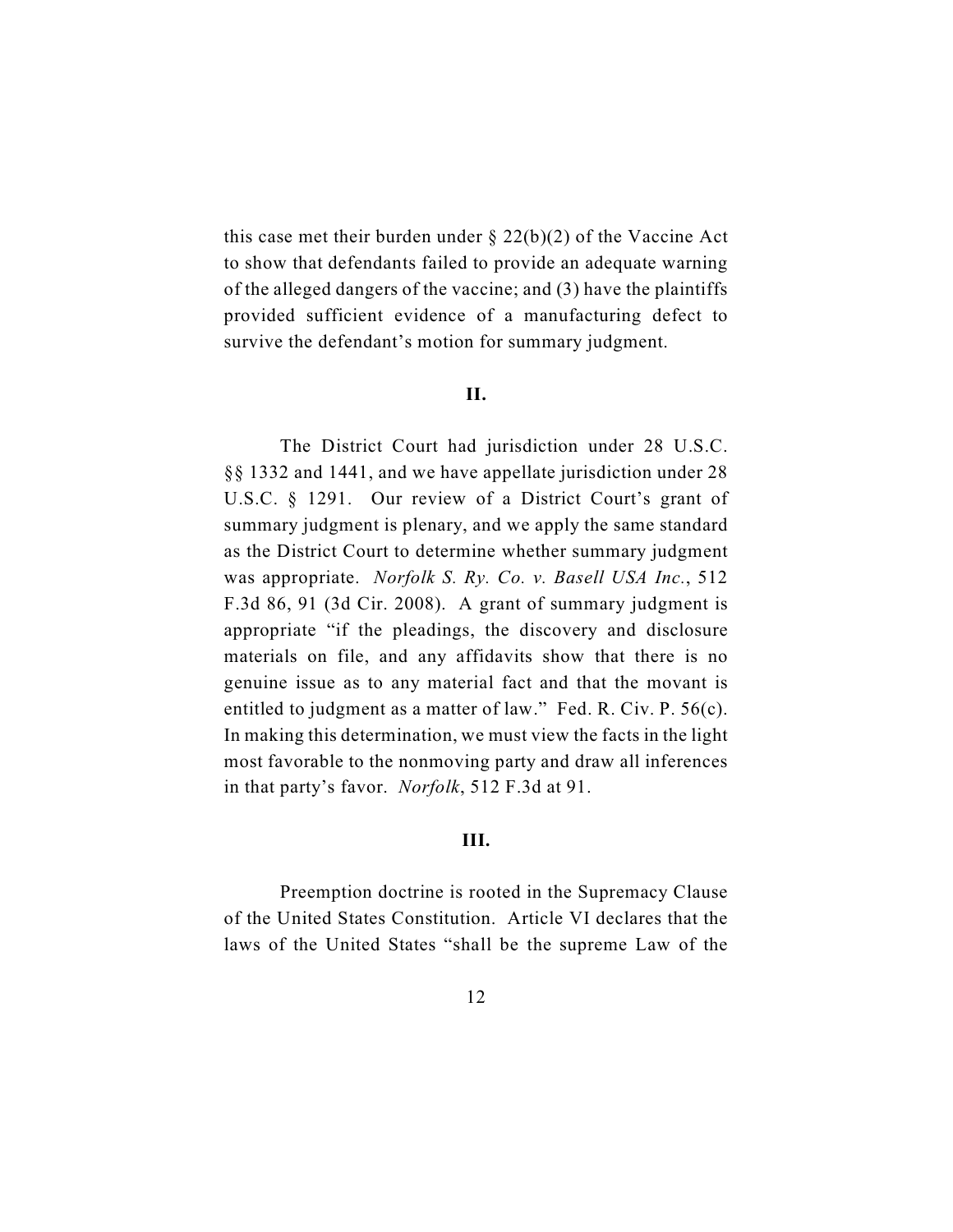this case met their burden under § 22(b)(2) of the Vaccine Act to show that defendants failed to provide an adequate warning of the alleged dangers of the vaccine; and (3) have the plaintiffs provided sufficient evidence of a manufacturing defect to survive the defendant's motion for summary judgment.

## II.

The District Court had jurisdiction under 28 U.S.C. §§ 1332 and 1441, and we have appellate jurisdiction under 28 U.S.C. § 1291. Our review of a District Court's grant of summary judgment is plenary, and we apply the same standard as the District Court to determine whether summary judgment was appropriate. *Norfolk S. Ry. Co. v. Basell USA Inc.*, 512 F.3d 86, 91 (3d Cir. 2008). A grant of summary judgment is appropriate "if the pleadings, the discovery and disclosure materials on file, and any affidavits show that there is no genuine issue as to any material fact and that the movant is entitled to judgment as a matter of law." Fed. R. Civ. P. 56(c). In making this determination, we must view the facts in the light most favorable to the nonmoving party and draw all inferences in that party's favor. *Norfolk*, 512 F.3d at 91.

## III.

Preemption doctrine is rooted in the Supremacy Clause of the United States Constitution. Article VI declares that the laws of the United States "shall be the supreme Law of the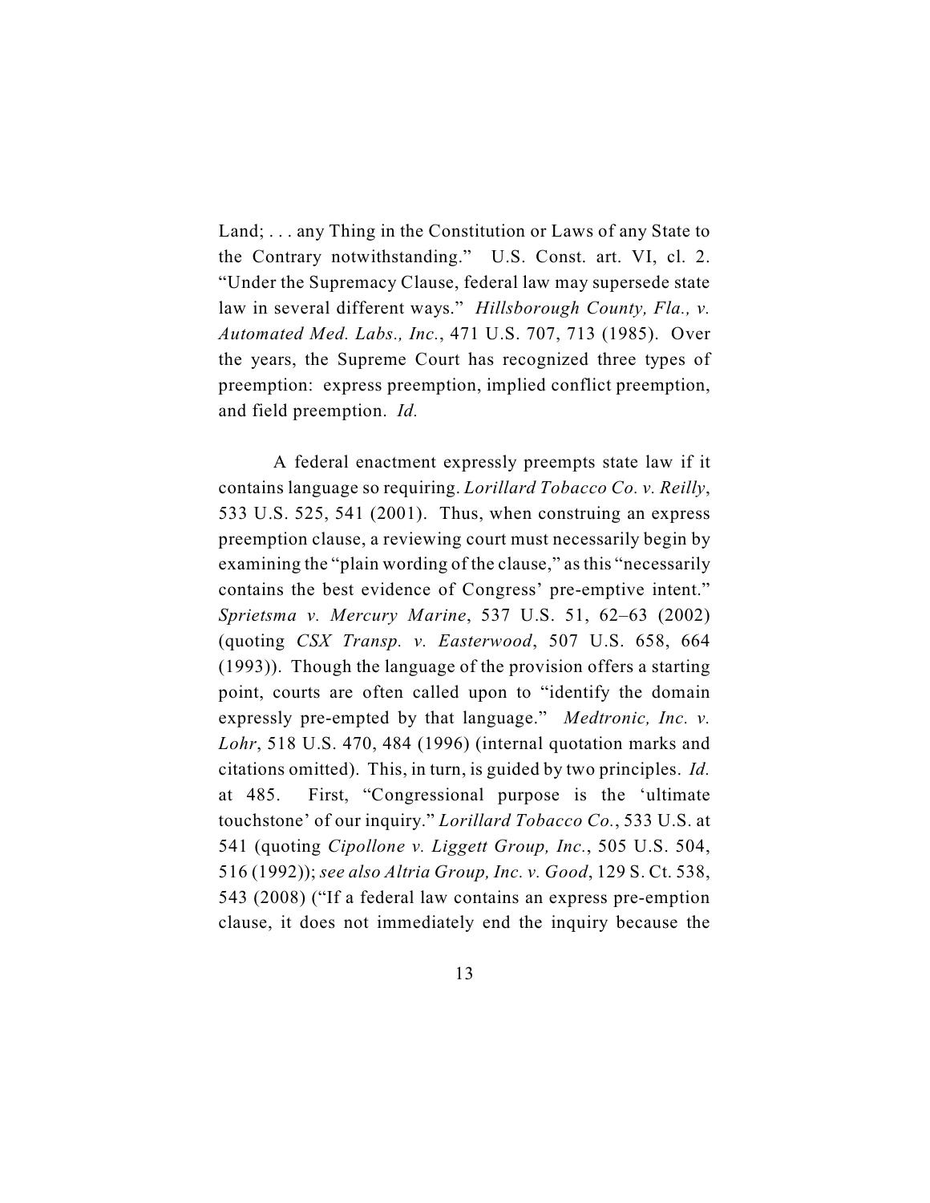Land; . . . any Thing in the Constitution or Laws of any State to the Contrary notwithstanding." U.S. Const. art. VI, cl. 2. "Under the Supremacy Clause, federal law may supersede state law in several different ways." *Hillsborough County, Fla., v. Automated Med. Labs., Inc.*, 471 U.S. 707, 713 (1985). Over the years, the Supreme Court has recognized three types of preemption: express preemption, implied conflict preemption, and field preemption. *Id.*

A federal enactment expressly preempts state law if it contains language so requiring. *Lorillard Tobacco Co. v. Reilly*, 533 U.S. 525, 541 (2001). Thus, when construing an express preemption clause, a reviewing court must necessarily begin by examining the "plain wording of the clause," as this "necessarily contains the best evidence of Congress' pre-emptive intent." *Sprietsma v. Mercury Marine*, 537 U.S. 51, 62–63 (2002) (quoting *CSX Transp. v. Easterwood*, 507 U.S. 658, 664 (1993)). Though the language of the provision offers a starting point, courts are often called upon to "identify the domain expressly pre-empted by that language." *Medtronic, Inc. v. Lohr*, 518 U.S. 470, 484 (1996) (internal quotation marks and citations omitted). This, in turn, is guided by two principles. *Id.* at 485. First, "Congressional purpose is the 'ultimate touchstone' of our inquiry." *Lorillard Tobacco Co.*, 533 U.S. at 541 (quoting *Cipollone v. Liggett Group, Inc.*, 505 U.S. 504, 516 (1992)); *see also Altria Group, Inc. v. Good*, 129 S. Ct. 538, 543 (2008) ("If a federal law contains an express pre-emption clause, it does not immediately end the inquiry because the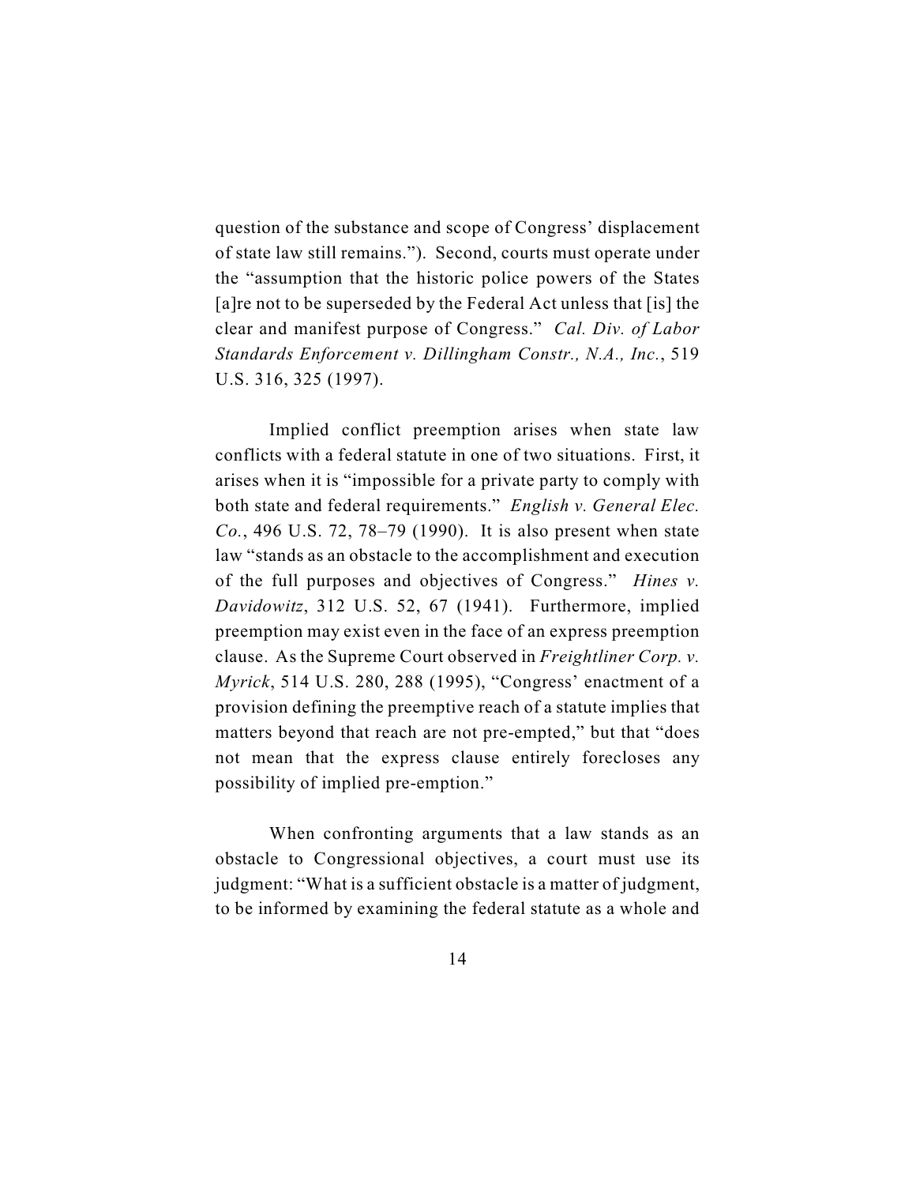question of the substance and scope of Congress' displacement of state law still remains."). Second, courts must operate under the "assumption that the historic police powers of the States [a]re not to be superseded by the Federal Act unless that [is] the clear and manifest purpose of Congress." *Cal. Div. of Labor Standards Enforcement v. Dillingham Constr., N.A., Inc.*, 519 U.S. 316, 325 (1997).

Implied conflict preemption arises when state law conflicts with a federal statute in one of two situations. First, it arises when it is "impossible for a private party to comply with both state and federal requirements." *English v. General Elec. Co.*, 496 U.S. 72, 78–79 (1990). It is also present when state law "stands as an obstacle to the accomplishment and execution of the full purposes and objectives of Congress." *Hines v. Davidowitz*, 312 U.S. 52, 67 (1941). Furthermore, implied preemption may exist even in the face of an express preemption clause. As the Supreme Court observed in *Freightliner Corp. v. Myrick*, 514 U.S. 280, 288 (1995), "Congress' enactment of a provision defining the preemptive reach of a statute implies that matters beyond that reach are not pre-empted," but that "does not mean that the express clause entirely forecloses any possibility of implied pre-emption."

When confronting arguments that a law stands as an obstacle to Congressional objectives, a court must use its judgment: "What is a sufficient obstacle is a matter of judgment, to be informed by examining the federal statute as a whole and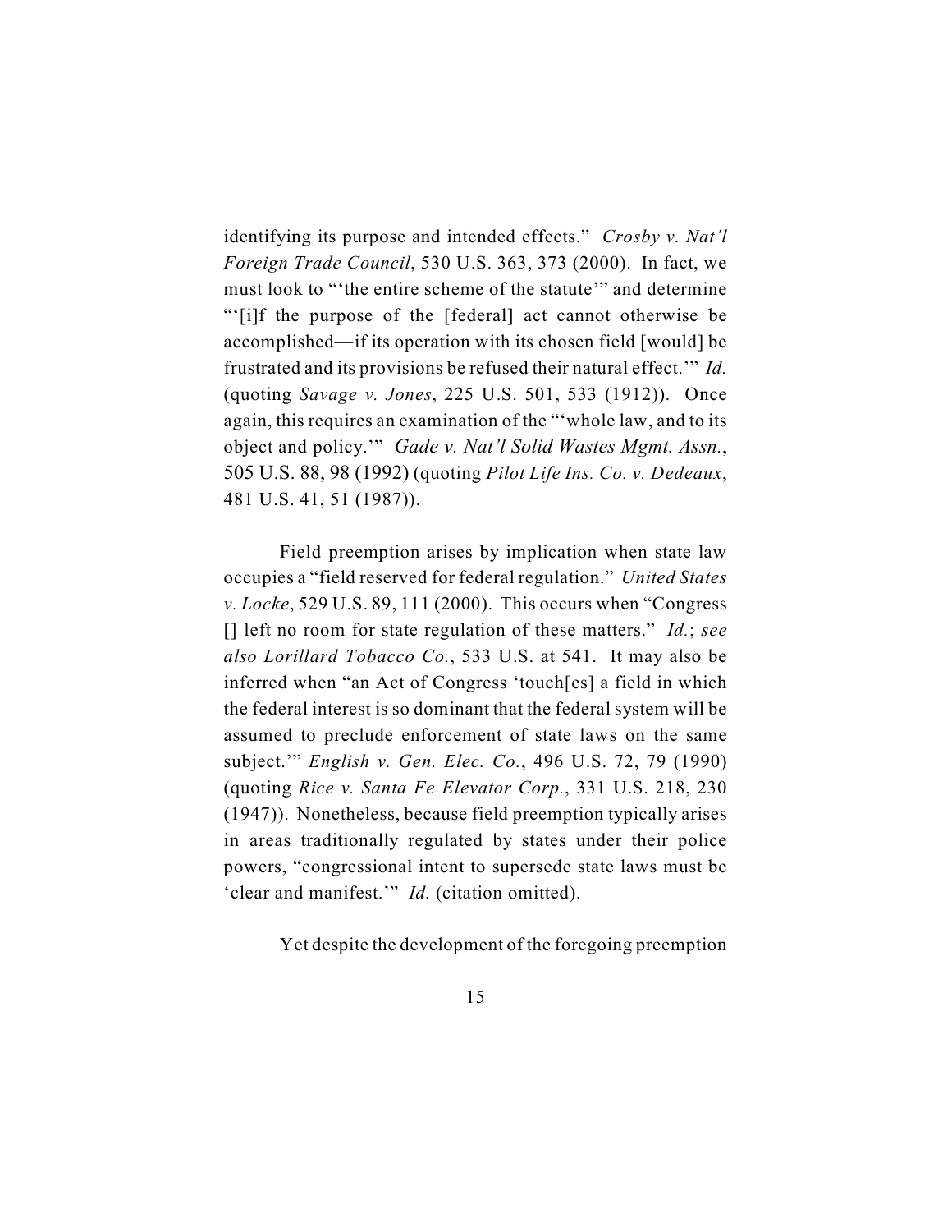identifying its purpose and intended effects." *Crosby v. Nat'l Foreign Trade Council*, 530 U.S. 363, 373 (2000). In fact, we must look to "'the entire scheme of the statute'" and determine "'[i]f the purpose of the [federal] act cannot otherwise be accomplished—if its operation with its chosen field [would] be frustrated and its provisions be refused their natural effect.'" *Id.* (quoting *Savage v. Jones*, 225 U.S. 501, 533 (1912)). Once again, this requires an examination of the "'whole law, and to its object and policy.'" *Gade v. Nat'l Solid Wastes Mgmt. Assn.*, 505 U.S. 88, 98 (1992) (quoting *Pilot Life Ins. Co. v. Dedeaux*, 481 U.S. 41, 51 (1987)).

Field preemption arises by implication when state law occupies a "field reserved for federal regulation." *United States v. Locke*, 529 U.S. 89, 111 (2000). This occurs when "Congress [] left no room for state regulation of these matters." *Id.*; *see also Lorillard Tobacco Co.*, 533 U.S. at 541. It may also be inferred when "an Act of Congress 'touch[es] a field in which the federal interest is so dominant that the federal system will be assumed to preclude enforcement of state laws on the same subject.'" *English v. Gen. Elec. Co.*, 496 U.S. 72, 79 (1990) (quoting *Rice v. Santa Fe Elevator Corp.*, 331 U.S. 218, 230 (1947)). Nonetheless, because field preemption typically arises in areas traditionally regulated by states under their police powers, "congressional intent to supersede state laws must be 'clear and manifest.'" *Id.* (citation omitted).

Yet despite the development of the foregoing preemption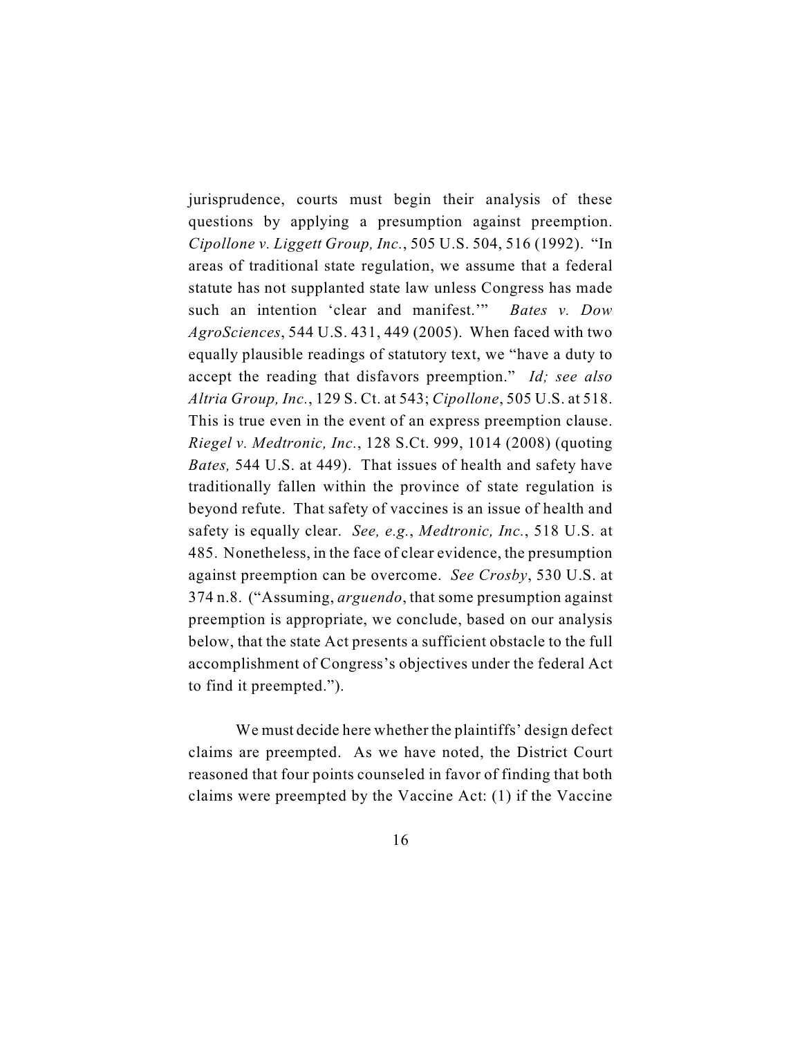jurisprudence, courts must begin their analysis of these questions by applying a presumption against preemption. *Cipollone v. Liggett Group, Inc.*, 505 U.S. 504, 516 (1992). "In areas of traditional state regulation, we assume that a federal statute has not supplanted state law unless Congress has made such an intention 'clear and manifest.'" *Bates v. Dow AgroSciences*, 544 U.S. 431, 449 (2005). When faced with two equally plausible readings of statutory text, we "have a duty to accept the reading that disfavors preemption." *Id; see also Altria Group, Inc.*, 129 S. Ct. at 543; *Cipollone*, 505 U.S. at 518. This is true even in the event of an express preemption clause. *Riegel v. Medtronic, Inc.*, 128 S.Ct. 999, 1014 (2008) (quoting *Bates,* 544 U.S. at 449). That issues of health and safety have traditionally fallen within the province of state regulation is beyond refute. That safety of vaccines is an issue of health and safety is equally clear. *See, e.g.*, *Medtronic, Inc.*, 518 U.S. at 485. Nonetheless, in the face of clear evidence, the presumption against preemption can be overcome. *See Crosby*, 530 U.S. at 374 n.8. ("Assuming, *arguendo*, that some presumption against preemption is appropriate, we conclude, based on our analysis below, that the state Act presents a sufficient obstacle to the full accomplishment of Congress's objectives under the federal Act to find it preempted.").

We must decide here whether the plaintiffs' design defect claims are preempted. As we have noted, the District Court reasoned that four points counseled in favor of finding that both claims were preempted by the Vaccine Act: (1) if the Vaccine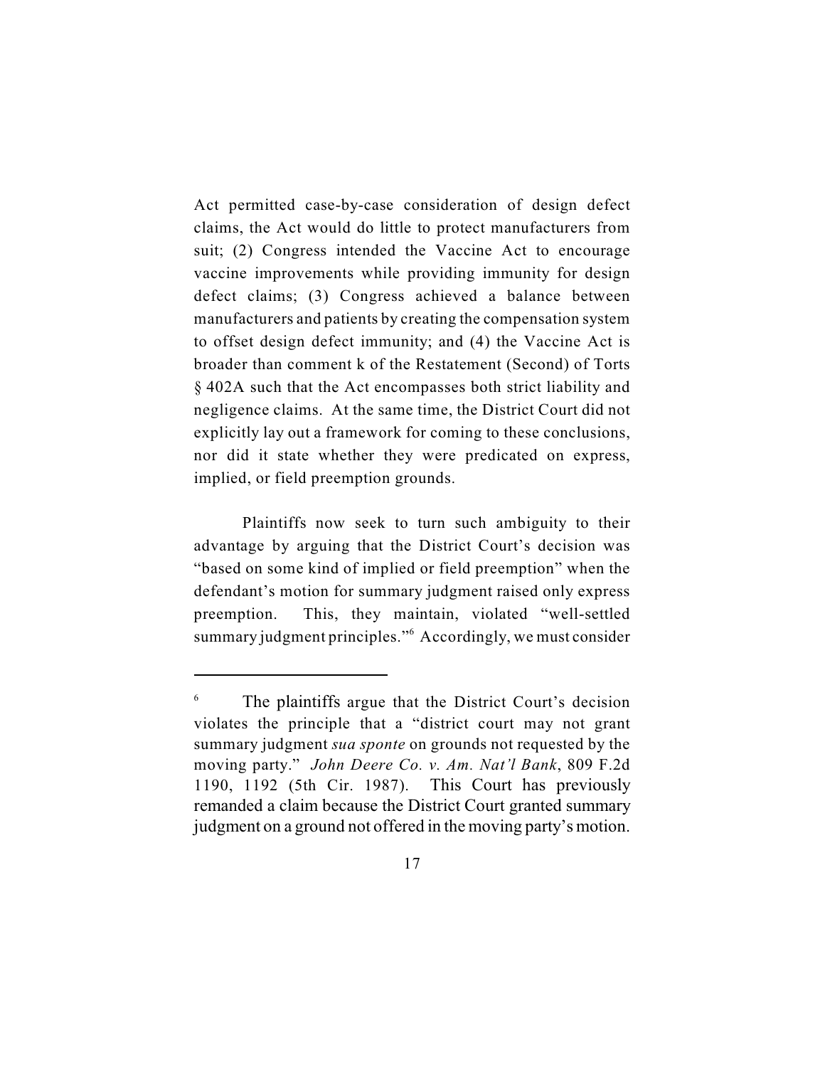Act permitted case-by-case consideration of design defect claims, the Act would do little to protect manufacturers from suit; (2) Congress intended the Vaccine Act to encourage vaccine improvements while providing immunity for design defect claims; (3) Congress achieved a balance between manufacturers and patients by creating the compensation system to offset design defect immunity; and (4) the Vaccine Act is broader than comment k of the Restatement (Second) of Torts § 402A such that the Act encompasses both strict liability and negligence claims. At the same time, the District Court did not explicitly lay out a framework for coming to these conclusions, nor did it state whether they were predicated on express, implied, or field preemption grounds.

Plaintiffs now seek to turn such ambiguity to their advantage by arguing that the District Court's decision was "based on some kind of implied or field preemption" when the defendant's motion for summary judgment raised only express preemption. This, they maintain, violated "well-settled summary judgment principles."[6] Accordingly, we must consider

---

[6] The plaintiffs argue that the District Court's decision violates the principle that a "district court may not grant summary judgment *sua sponte* on grounds not requested by the moving party." *John Deere Co. v. Am. Nat'l Bank*, 809 F.2d 1190, 1192 (5th Cir. 1987). This Court has previously remanded a claim because the District Court granted summary judgment on a ground not offered in the moving party's motion.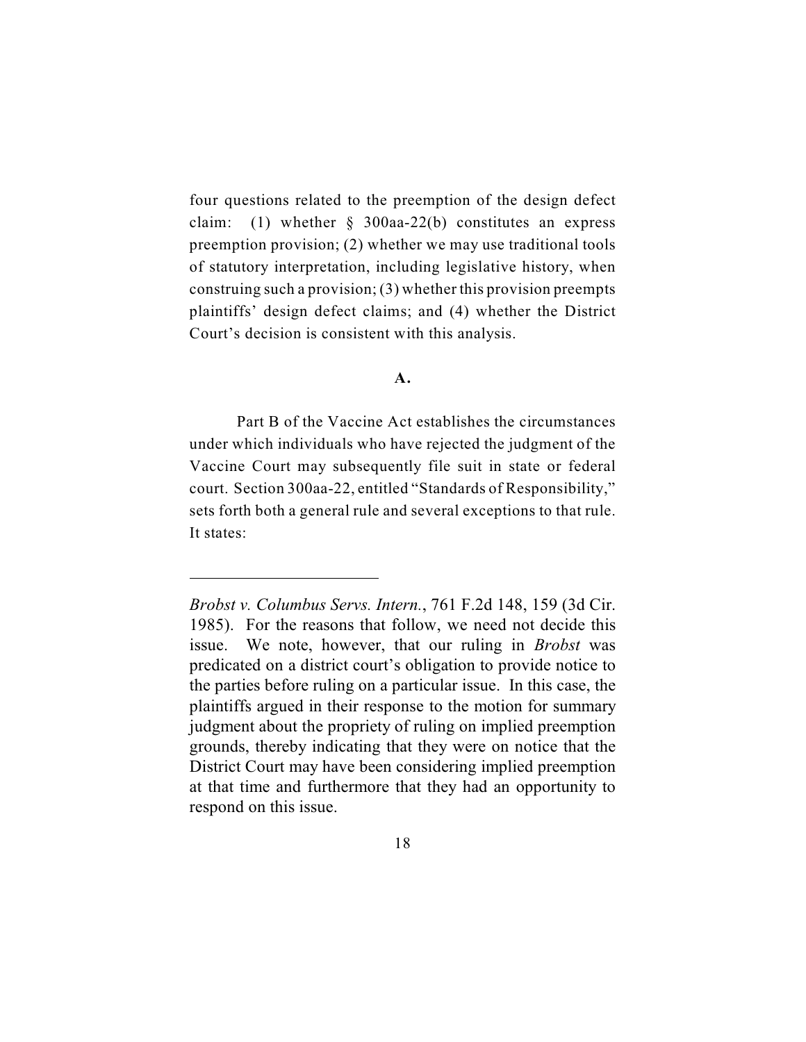four questions related to the preemption of the design defect claim: (1) whether § 300aa-22(b) constitutes an express preemption provision; (2) whether we may use traditional tools of statutory interpretation, including legislative history, when construing such a provision; (3) whether this provision preempts plaintiffs' design defect claims; and (4) whether the District Court's decision is consistent with this analysis.

**A.**

Part B of the Vaccine Act establishes the circumstances under which individuals who have rejected the judgment of the Vaccine Court may subsequently file suit in state or federal court. Section 300aa-22, entitled "Standards of Responsibility," sets forth both a general rule and several exceptions to that rule. It states:

---

*Brobst v. Columbus Servs. Intern.*, 761 F.2d 148, 159 (3d Cir. 1985). For the reasons that follow, we need not decide this issue. We note, however, that our ruling in *Brobst* was predicated on a district court's obligation to provide notice to the parties before ruling on a particular issue. In this case, the plaintiffs argued in their response to the motion for summary judgment about the propriety of ruling on implied preemption grounds, thereby indicating that they were on notice that the District Court may have been considering implied preemption at that time and furthermore that they had an opportunity to respond on this issue.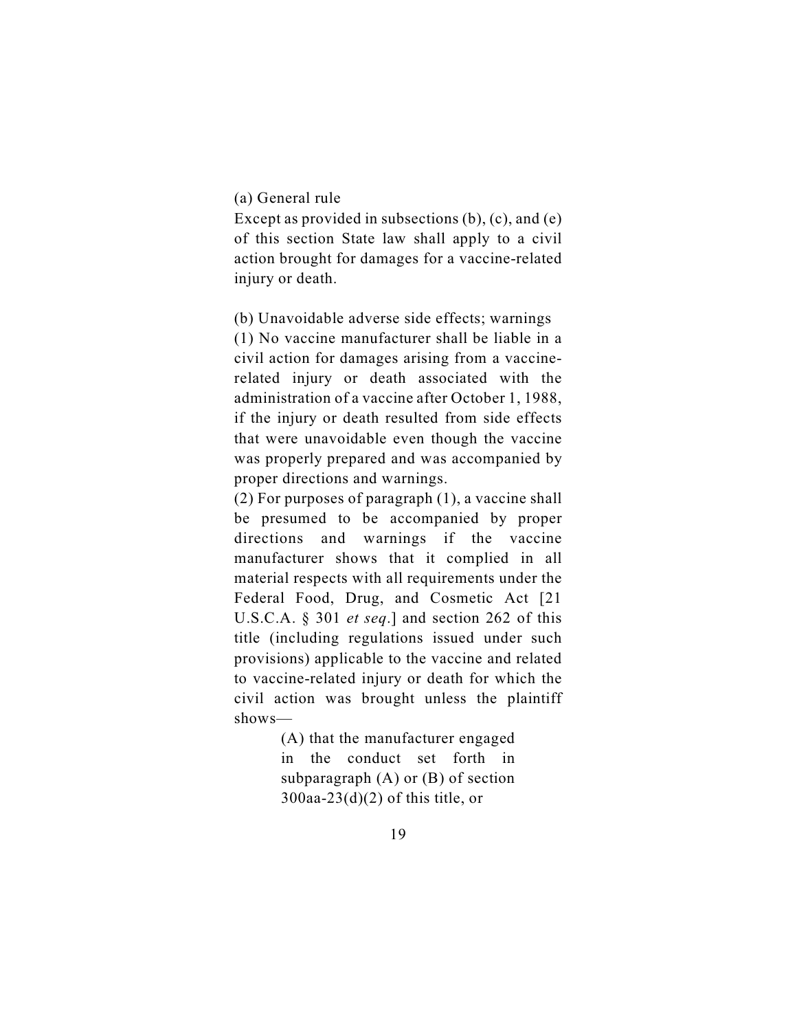(a) General rule

Except as provided in subsections (b), (c), and (e) of this section State law shall apply to a civil action brought for damages for a vaccine-related injury or death.

(b) Unavoidable adverse side effects; warnings

(1) No vaccine manufacturer shall be liable in a civil action for damages arising from a vaccine-related injury or death associated with the administration of a vaccine after October 1, 1988, if the injury or death resulted from side effects that were unavoidable even though the vaccine was properly prepared and was accompanied by proper directions and warnings.

(2) For purposes of paragraph (1), a vaccine shall be presumed to be accompanied by proper directions and warnings if the vaccine manufacturer shows that it complied in all material respects with all requirements under the Federal Food, Drug, and Cosmetic Act [21 U.S.C.A. § 301 *et seq*.] and section 262 of this title (including regulations issued under such provisions) applicable to the vaccine and related to vaccine-related injury or death for which the civil action was brought unless the plaintiff shows—

> (A) that the manufacturer engaged in the conduct set forth in subparagraph (A) or (B) of section 300aa-23(d)(2) of this title, or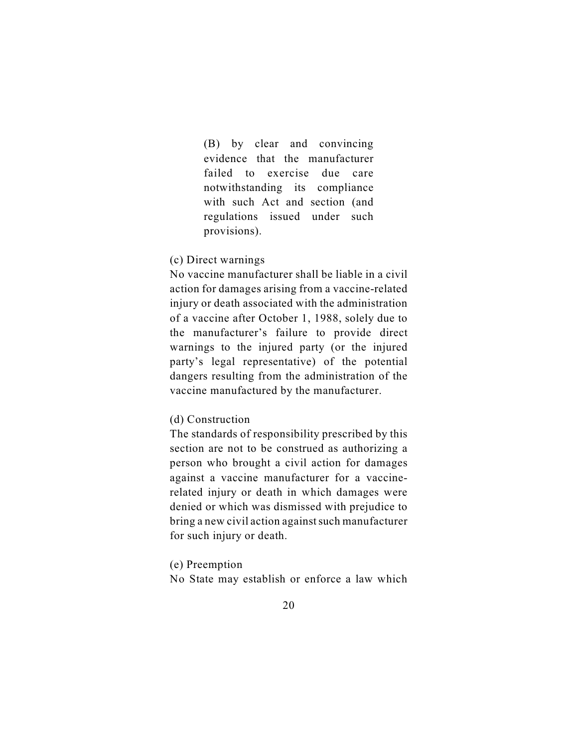(B) by clear and convincing evidence that the manufacturer failed to exercise due care notwithstanding its compliance with such Act and section (and regulations issued under such provisions).

(c) Direct warnings

No vaccine manufacturer shall be liable in a civil action for damages arising from a vaccine-related injury or death associated with the administration of a vaccine after October 1, 1988, solely due to the manufacturer's failure to provide direct warnings to the injured party (or the injured party's legal representative) of the potential dangers resulting from the administration of the vaccine manufactured by the manufacturer.

(d) Construction

The standards of responsibility prescribed by this section are not to be construed as authorizing a person who brought a civil action for damages against a vaccine manufacturer for a vaccine-related injury or death in which damages were denied or which was dismissed with prejudice to bring a new civil action against such manufacturer for such injury or death.

(e) Preemption

No State may establish or enforce a law which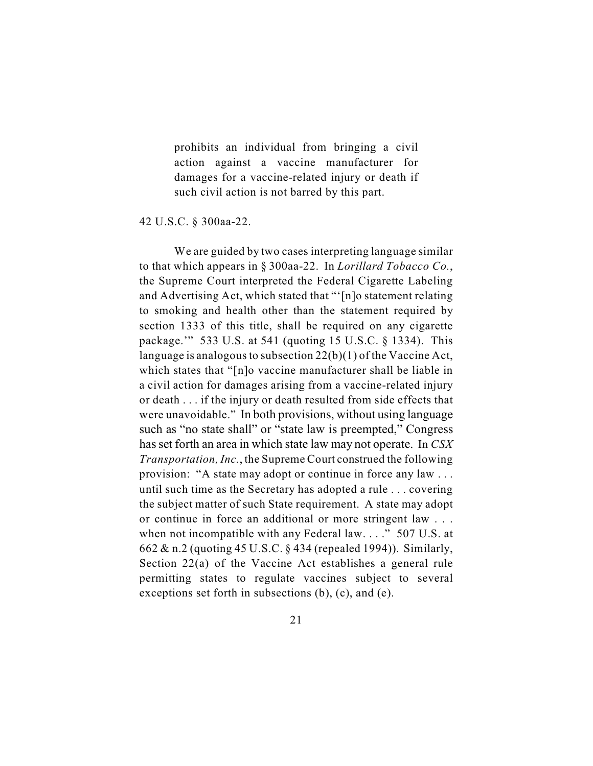> prohibits an individual from bringing a civil action against a vaccine manufacturer for damages for a vaccine-related injury or death if such civil action is not barred by this part.

42 U.S.C. § 300aa-22.

We are guided by two cases interpreting language similar to that which appears in § 300aa-22. In *Lorillard Tobacco Co.*, the Supreme Court interpreted the Federal Cigarette Labeling and Advertising Act, which stated that "'[n]o statement relating to smoking and health other than the statement required by section 1333 of this title, shall be required on any cigarette package.'" 533 U.S. at 541 (quoting 15 U.S.C. § 1334). This language is analogous to subsection 22(b)(1) of the Vaccine Act, which states that "[n]o vaccine manufacturer shall be liable in a civil action for damages arising from a vaccine-related injury or death . . . if the injury or death resulted from side effects that were unavoidable." In both provisions, without using language such as "no state shall" or "state law is preempted," Congress has set forth an area in which state law may not operate. In *CSX Transportation, Inc.*, the Supreme Court construed the following provision: "A state may adopt or continue in force any law . . . until such time as the Secretary has adopted a rule . . . covering the subject matter of such State requirement. A state may adopt or continue in force an additional or more stringent law . . . when not incompatible with any Federal law. . . ." 507 U.S. at 662 & n.2 (quoting 45 U.S.C. § 434 (repealed 1994)). Similarly, Section 22(a) of the Vaccine Act establishes a general rule permitting states to regulate vaccines subject to several exceptions set forth in subsections (b), (c), and (e).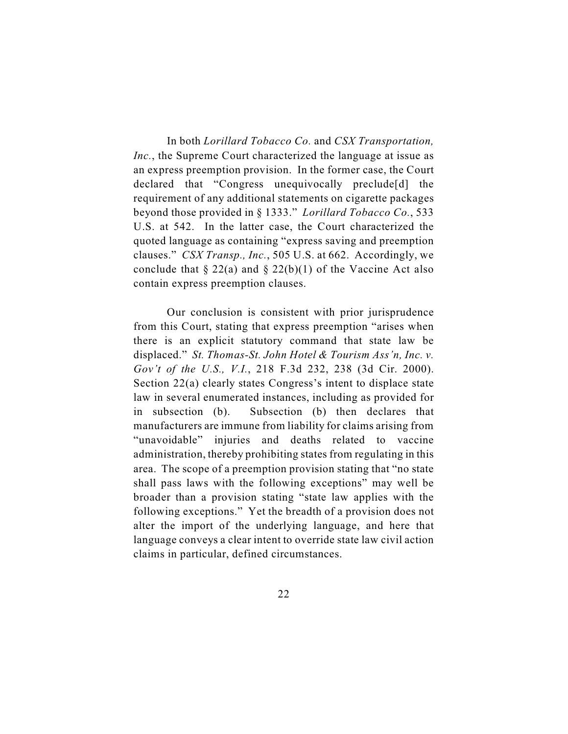In both *Lorillard Tobacco Co.* and *CSX Transportation, Inc.*, the Supreme Court characterized the language at issue as an express preemption provision. In the former case, the Court declared that "Congress unequivocally preclude[d] the requirement of any additional statements on cigarette packages beyond those provided in § 1333." *Lorillard Tobacco Co.*, 533 U.S. at 542. In the latter case, the Court characterized the quoted language as containing "express saving and preemption clauses." *CSX Transp., Inc.*, 505 U.S. at 662. Accordingly, we conclude that § 22(a) and § 22(b)(1) of the Vaccine Act also contain express preemption clauses.

Our conclusion is consistent with prior jurisprudence from this Court, stating that express preemption "arises when there is an explicit statutory command that state law be displaced." *St. Thomas-St. John Hotel & Tourism Ass'n, Inc. v. Gov't of the U.S., V.I.*, 218 F.3d 232, 238 (3d Cir. 2000). Section 22(a) clearly states Congress's intent to displace state law in several enumerated instances, including as provided for in subsection (b). Subsection (b) then declares that manufacturers are immune from liability for claims arising from "unavoidable" injuries and deaths related to vaccine administration, thereby prohibiting states from regulating in this area. The scope of a preemption provision stating that "no state shall pass laws with the following exceptions" may well be broader than a provision stating "state law applies with the following exceptions." Yet the breadth of a provision does not alter the import of the underlying language, and here that language conveys a clear intent to override state law civil action claims in particular, defined circumstances.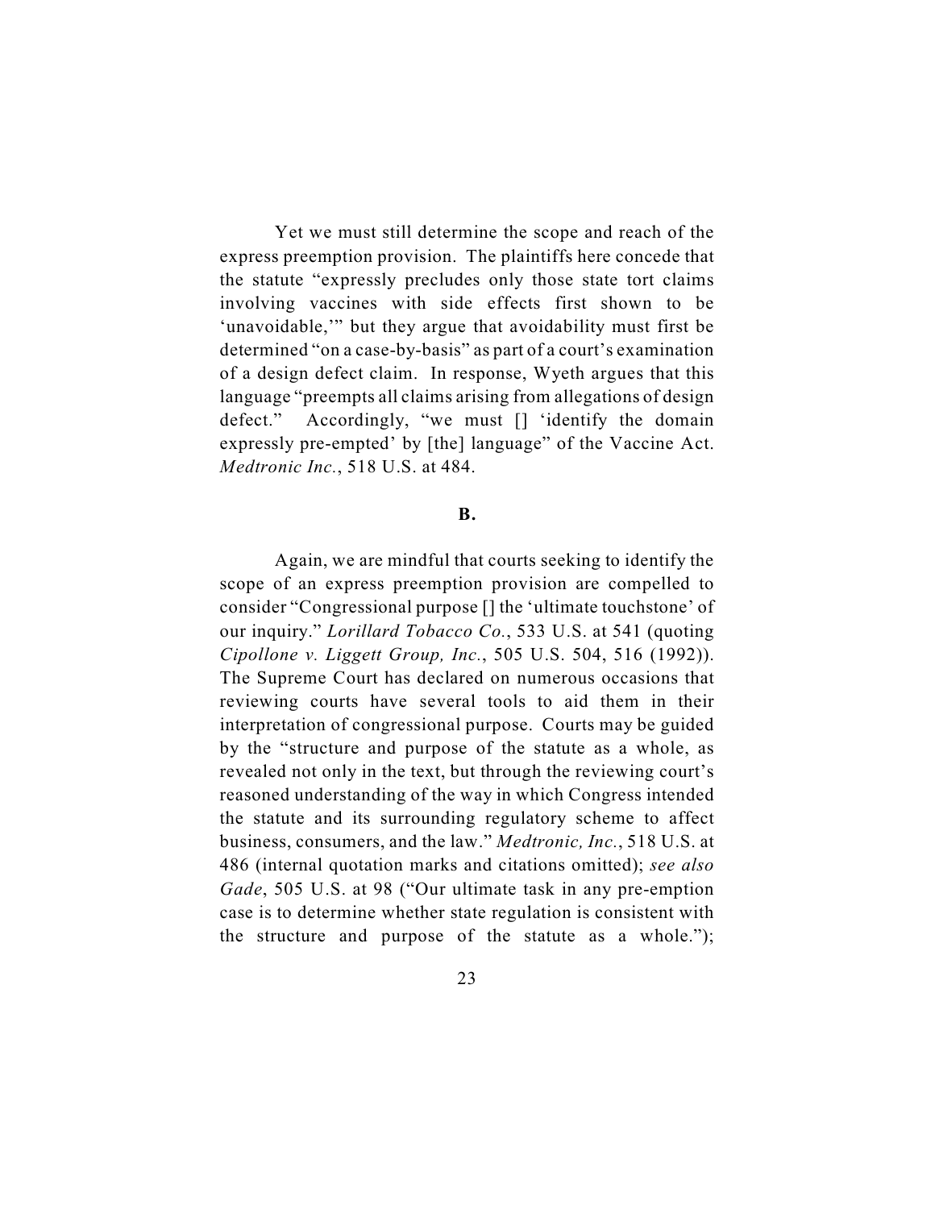Yet we must still determine the scope and reach of the express preemption provision. The plaintiffs here concede that the statute "expressly precludes only those state tort claims involving vaccines with side effects first shown to be 'unavoidable,'" but they argue that avoidability must first be determined "on a case-by-basis" as part of a court's examination of a design defect claim. In response, Wyeth argues that this language "preempts all claims arising from allegations of design defect." Accordingly, "we must [] 'identify the domain expressly pre-empted' by [the] language" of the Vaccine Act. *Medtronic Inc.*, 518 U.S. at 484.

## B.

Again, we are mindful that courts seeking to identify the scope of an express preemption provision are compelled to consider "Congressional purpose [] the 'ultimate touchstone' of our inquiry." *Lorillard Tobacco Co.*, 533 U.S. at 541 (quoting *Cipollone v. Liggett Group, Inc.*, 505 U.S. 504, 516 (1992)). The Supreme Court has declared on numerous occasions that reviewing courts have several tools to aid them in their interpretation of congressional purpose. Courts may be guided by the "structure and purpose of the statute as a whole, as revealed not only in the text, but through the reviewing court's reasoned understanding of the way in which Congress intended the statute and its surrounding regulatory scheme to affect business, consumers, and the law." *Medtronic, Inc.*, 518 U.S. at 486 (internal quotation marks and citations omitted); *see also Gade*, 505 U.S. at 98 ("Our ultimate task in any pre-emption case is to determine whether state regulation is consistent with the structure and purpose of the statute as a whole.");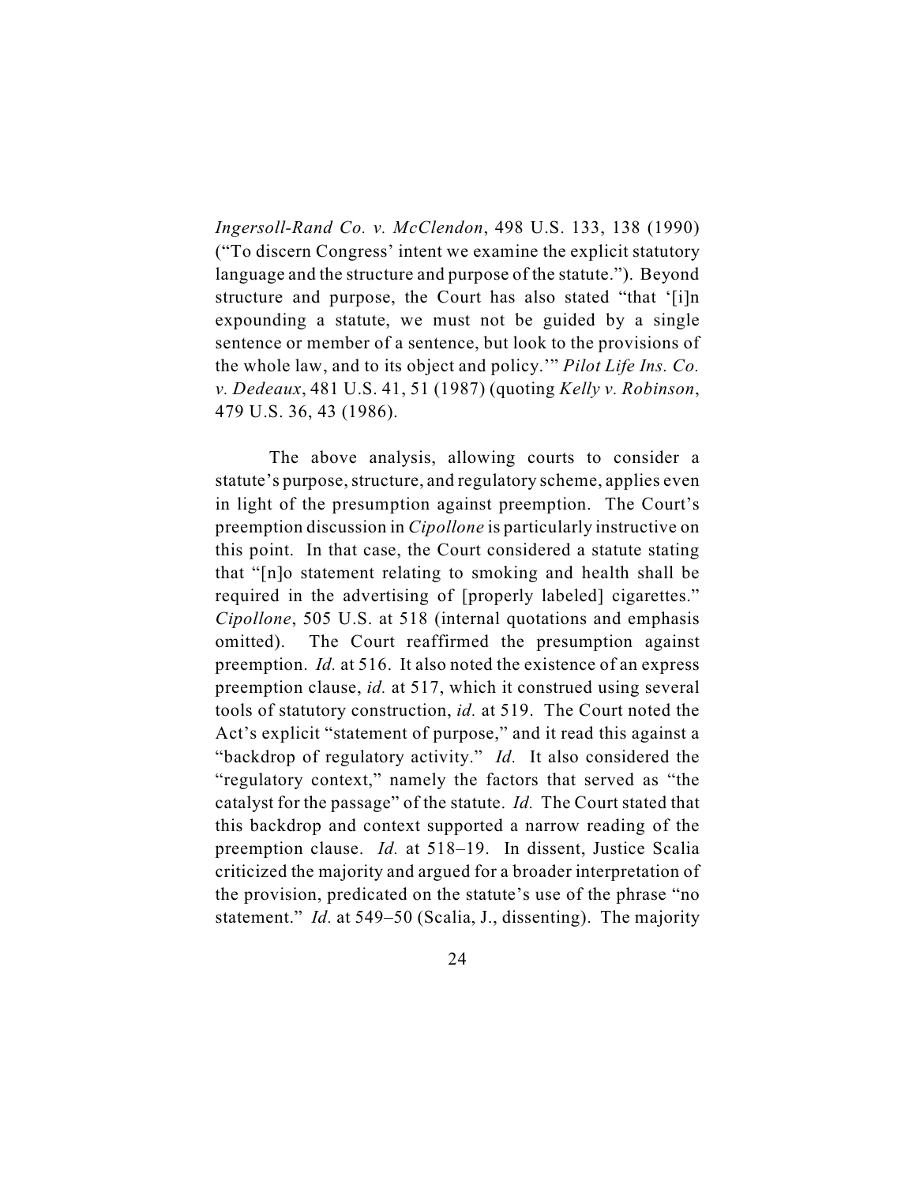*Ingersoll-Rand Co. v. McClendon*, 498 U.S. 133, 138 (1990) ("To discern Congress' intent we examine the explicit statutory language and the structure and purpose of the statute."). Beyond structure and purpose, the Court has also stated "that '[i]n expounding a statute, we must not be guided by a single sentence or member of a sentence, but look to the provisions of the whole law, and to its object and policy.'" *Pilot Life Ins. Co. v. Dedeaux*, 481 U.S. 41, 51 (1987) (quoting *Kelly v. Robinson*, 479 U.S. 36, 43 (1986).

The above analysis, allowing courts to consider a statute's purpose, structure, and regulatory scheme, applies even in light of the presumption against preemption. The Court's preemption discussion in *Cipollone* is particularly instructive on this point. In that case, the Court considered a statute stating that "[n]o statement relating to smoking and health shall be required in the advertising of [properly labeled] cigarettes." *Cipollone*, 505 U.S. at 518 (internal quotations and emphasis omitted). The Court reaffirmed the presumption against preemption. *Id.* at 516. It also noted the existence of an express preemption clause, *id.* at 517, which it construed using several tools of statutory construction, *id.* at 519. The Court noted the Act's explicit "statement of purpose," and it read this against a "backdrop of regulatory activity." *Id.* It also considered the "regulatory context," namely the factors that served as "the catalyst for the passage" of the statute. *Id.* The Court stated that this backdrop and context supported a narrow reading of the preemption clause. *Id.* at 518–19. In dissent, Justice Scalia criticized the majority and argued for a broader interpretation of the provision, predicated on the statute's use of the phrase "no statement." *Id.* at 549–50 (Scalia, J., dissenting). The majority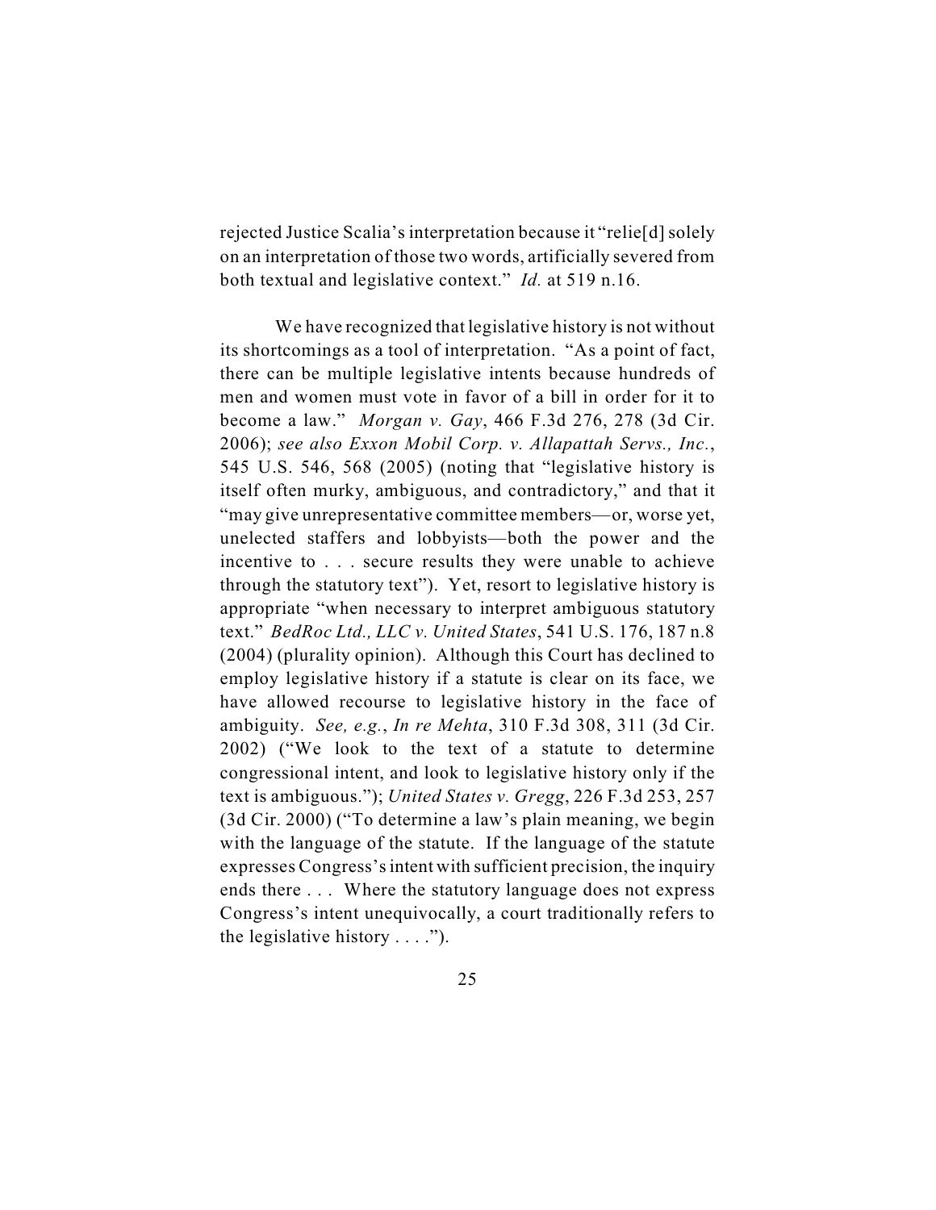rejected Justice Scalia's interpretation because it "relie[d] solely on an interpretation of those two words, artificially severed from both textual and legislative context." *Id.* at 519 n.16.

We have recognized that legislative history is not without its shortcomings as a tool of interpretation. "As a point of fact, there can be multiple legislative intents because hundreds of men and women must vote in favor of a bill in order for it to become a law." *Morgan v. Gay*, 466 F.3d 276, 278 (3d Cir. 2006); *see also Exxon Mobil Corp. v. Allapattah Servs., Inc.*, 545 U.S. 546, 568 (2005) (noting that "legislative history is itself often murky, ambiguous, and contradictory," and that it "may give unrepresentative committee members—or, worse yet, unelected staffers and lobbyists—both the power and the incentive to . . . secure results they were unable to achieve through the statutory text"). Yet, resort to legislative history is appropriate "when necessary to interpret ambiguous statutory text." *BedRoc Ltd., LLC v. United States*, 541 U.S. 176, 187 n.8 (2004) (plurality opinion). Although this Court has declined to employ legislative history if a statute is clear on its face, we have allowed recourse to legislative history in the face of ambiguity. *See, e.g.*, *In re Mehta*, 310 F.3d 308, 311 (3d Cir. 2002) ("We look to the text of a statute to determine congressional intent, and look to legislative history only if the text is ambiguous."); *United States v. Gregg*, 226 F.3d 253, 257 (3d Cir. 2000) ("To determine a law's plain meaning, we begin with the language of the statute. If the language of the statute expresses Congress's intent with sufficient precision, the inquiry ends there . . . Where the statutory language does not express Congress's intent unequivocally, a court traditionally refers to the legislative history . . . .").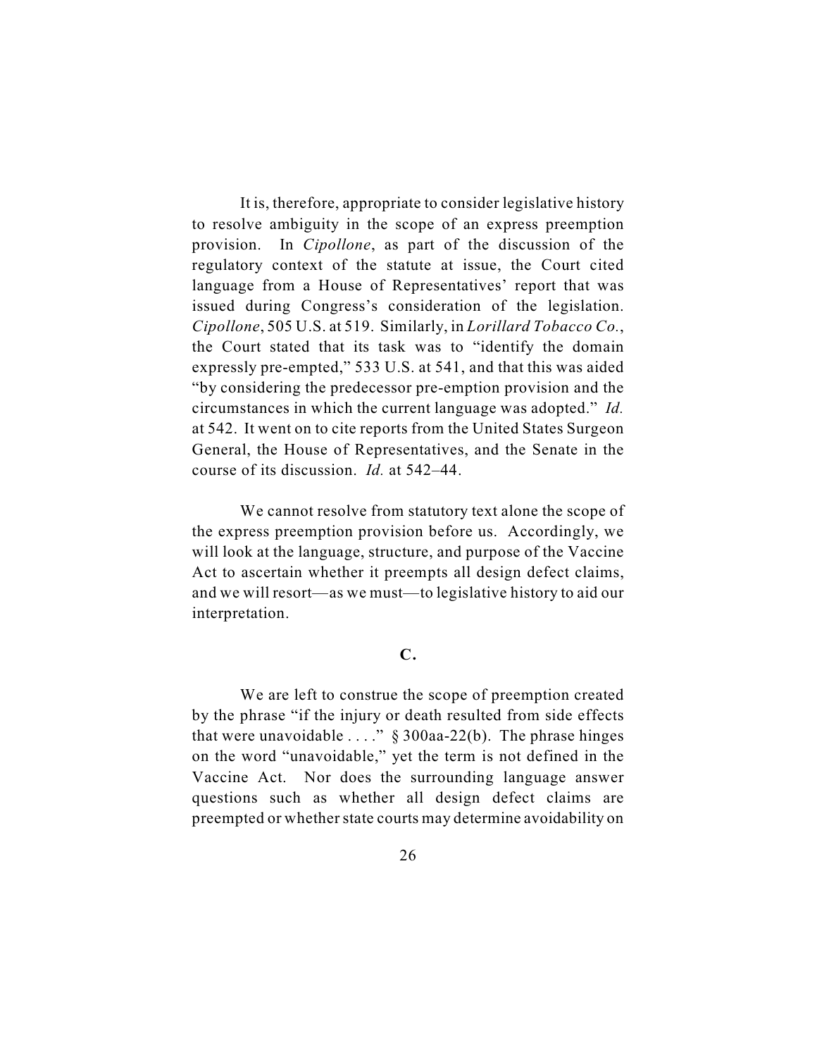It is, therefore, appropriate to consider legislative history to resolve ambiguity in the scope of an express preemption provision. In *Cipollone*, as part of the discussion of the regulatory context of the statute at issue, the Court cited language from a House of Representatives' report that was issued during Congress's consideration of the legislation. *Cipollone*, 505 U.S. at 519. Similarly, in *Lorillard Tobacco Co.*, the Court stated that its task was to "identify the domain expressly pre-empted," 533 U.S. at 541, and that this was aided "by considering the predecessor pre-emption provision and the circumstances in which the current language was adopted." *Id.* at 542. It went on to cite reports from the United States Surgeon General, the House of Representatives, and the Senate in the course of its discussion. *Id.* at 542–44.

We cannot resolve from statutory text alone the scope of the express preemption provision before us. Accordingly, we will look at the language, structure, and purpose of the Vaccine Act to ascertain whether it preempts all design defect claims, and we will resort—as we must—to legislative history to aid our interpretation.

**C.**

We are left to construe the scope of preemption created by the phrase "if the injury or death resulted from side effects that were unavoidable . . . ." § 300aa-22(b). The phrase hinges on the word "unavoidable," yet the term is not defined in the Vaccine Act. Nor does the surrounding language answer questions such as whether all design defect claims are preempted or whether state courts may determine avoidability on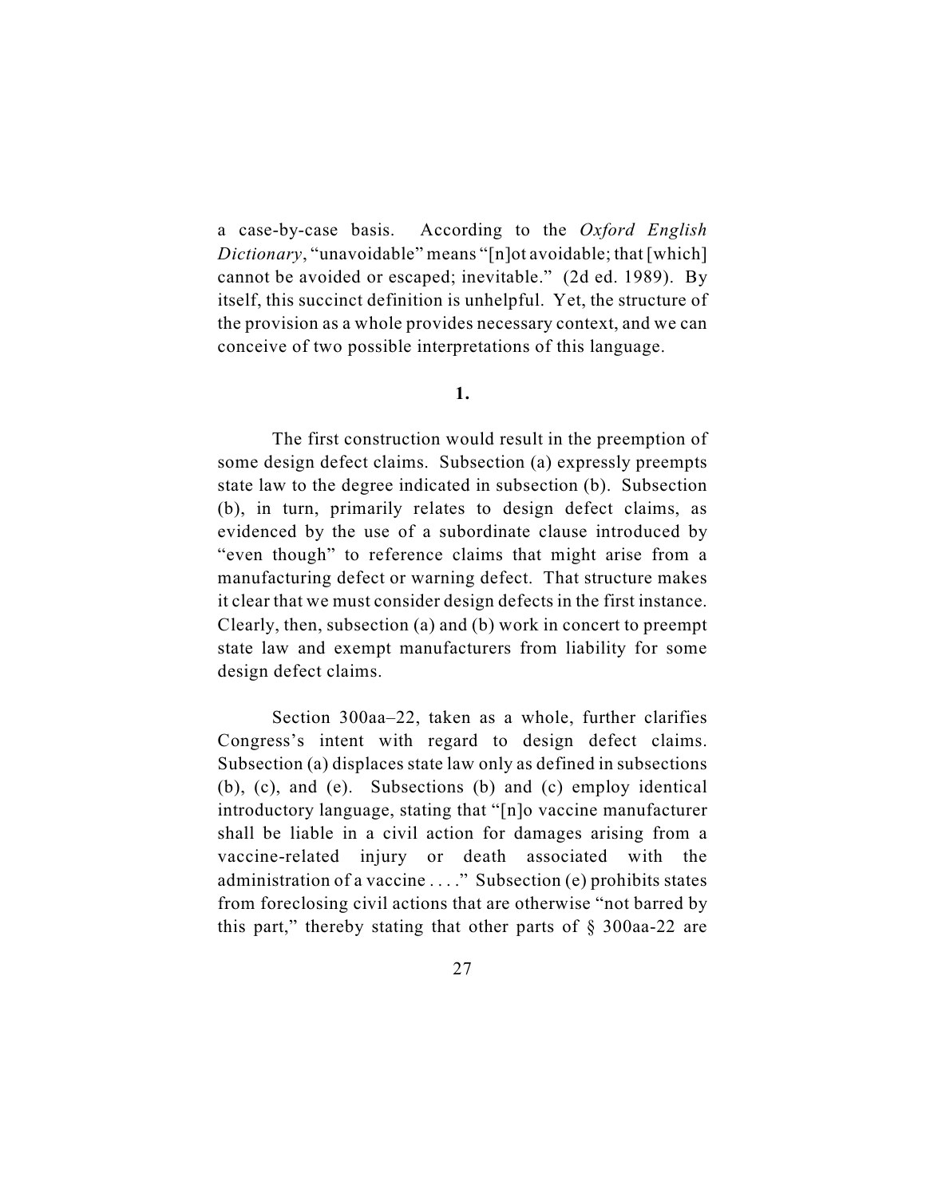a case-by-case basis. According to the *Oxford English Dictionary*, "unavoidable" means "[n]ot avoidable; that [which] cannot be avoided or escaped; inevitable." (2d ed. 1989). By itself, this succinct definition is unhelpful. Yet, the structure of the provision as a whole provides necessary context, and we can conceive of two possible interpretations of this language.

**1.**

The first construction would result in the preemption of some design defect claims. Subsection (a) expressly preempts state law to the degree indicated in subsection (b). Subsection (b), in turn, primarily relates to design defect claims, as evidenced by the use of a subordinate clause introduced by "even though" to reference claims that might arise from a manufacturing defect or warning defect. That structure makes it clear that we must consider design defects in the first instance. Clearly, then, subsection (a) and (b) work in concert to preempt state law and exempt manufacturers from liability for some design defect claims.

Section 300aa–22, taken as a whole, further clarifies Congress's intent with regard to design defect claims. Subsection (a) displaces state law only as defined in subsections (b), (c), and (e). Subsections (b) and (c) employ identical introductory language, stating that "[n]o vaccine manufacturer shall be liable in a civil action for damages arising from a vaccine-related injury or death associated with the administration of a vaccine . . . ." Subsection (e) prohibits states from foreclosing civil actions that are otherwise "not barred by this part," thereby stating that other parts of § 300aa-22 are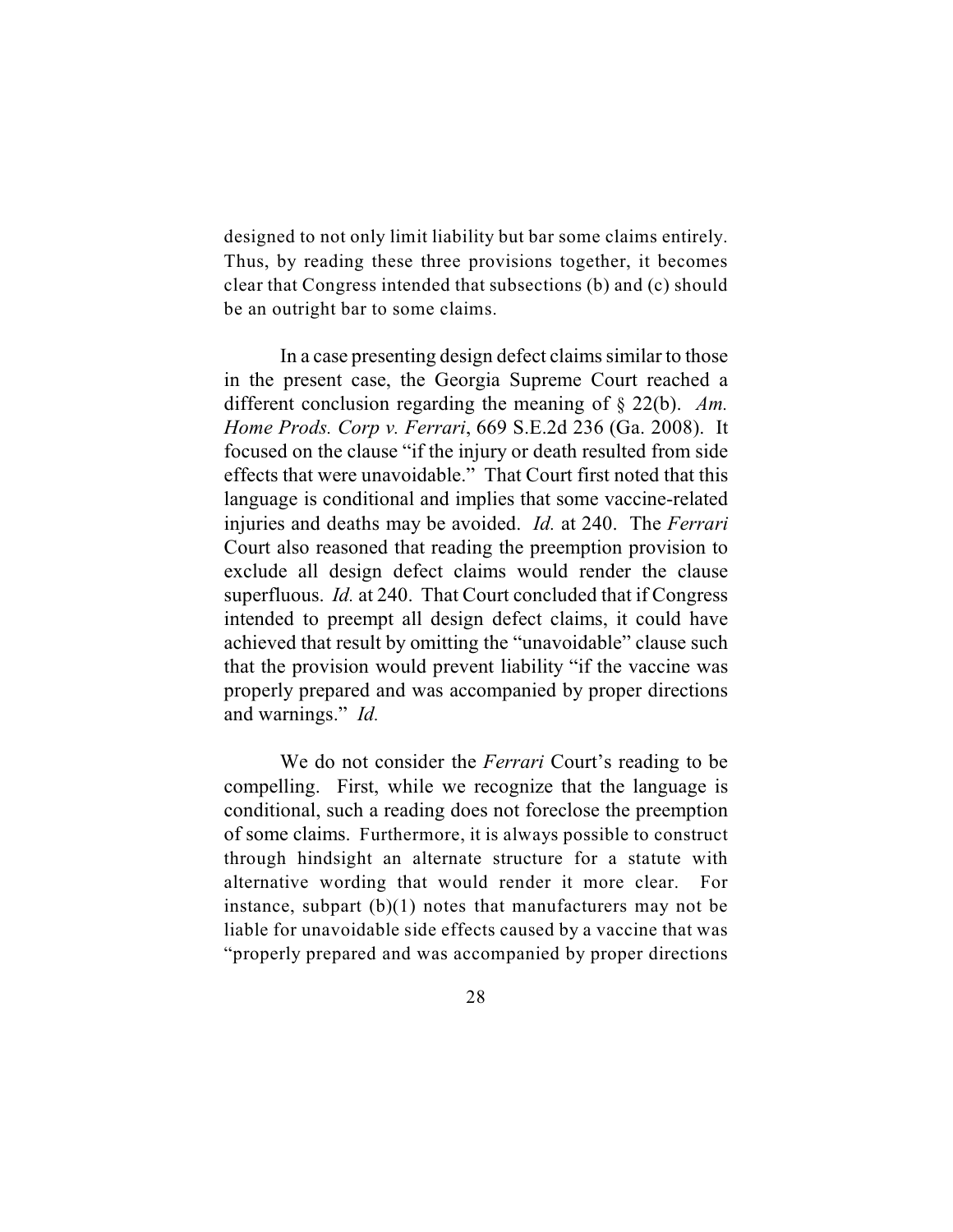designed to not only limit liability but bar some claims entirely. Thus, by reading these three provisions together, it becomes clear that Congress intended that subsections (b) and (c) should be an outright bar to some claims.

In a case presenting design defect claims similar to those in the present case, the Georgia Supreme Court reached a different conclusion regarding the meaning of § 22(b). *Am. Home Prods. Corp v. Ferrari*, 669 S.E.2d 236 (Ga. 2008). It focused on the clause "if the injury or death resulted from side effects that were unavoidable." That Court first noted that this language is conditional and implies that some vaccine-related injuries and deaths may be avoided. *Id.* at 240. The *Ferrari* Court also reasoned that reading the preemption provision to exclude all design defect claims would render the clause superfluous. *Id.* at 240. That Court concluded that if Congress intended to preempt all design defect claims, it could have achieved that result by omitting the "unavoidable" clause such that the provision would prevent liability "if the vaccine was properly prepared and was accompanied by proper directions and warnings." *Id.*

We do not consider the *Ferrari* Court's reading to be compelling. First, while we recognize that the language is conditional, such a reading does not foreclose the preemption of some claims. Furthermore, it is always possible to construct through hindsight an alternate structure for a statute with alternative wording that would render it more clear. For instance, subpart (b)(1) notes that manufacturers may not be liable for unavoidable side effects caused by a vaccine that was "properly prepared and was accompanied by proper directions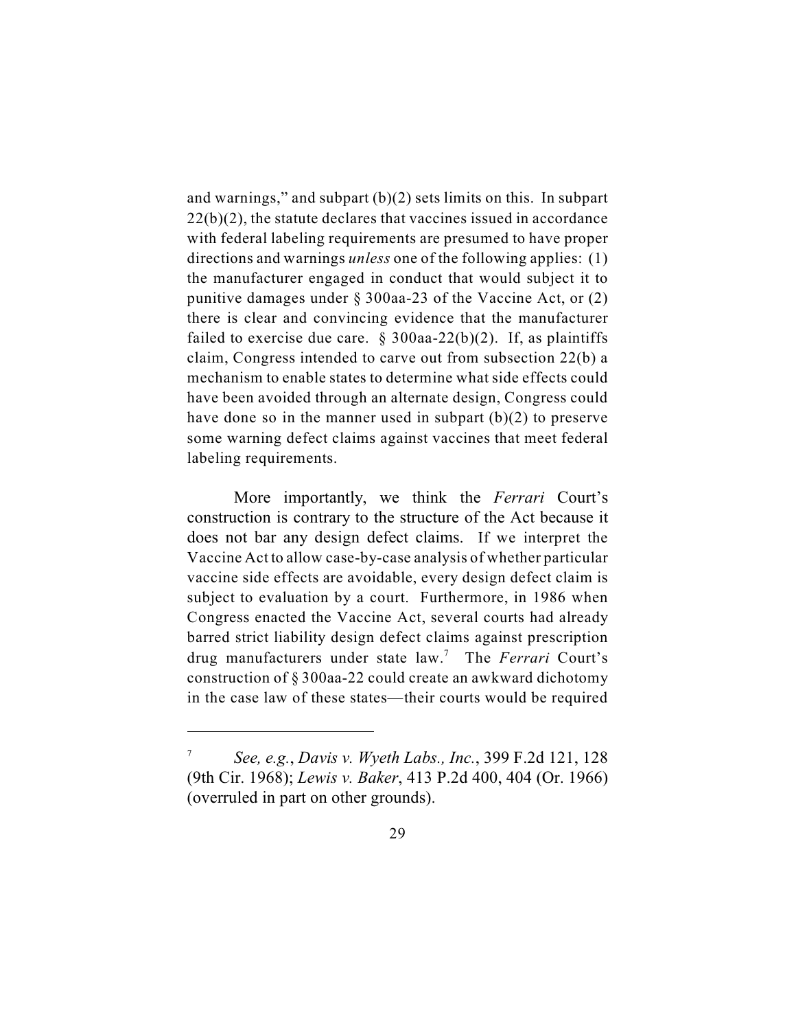and warnings," and subpart (b)(2) sets limits on this. In subpart 22(b)(2), the statute declares that vaccines issued in accordance with federal labeling requirements are presumed to have proper directions and warnings *unless* one of the following applies: (1) the manufacturer engaged in conduct that would subject it to punitive damages under § 300aa-23 of the Vaccine Act, or (2) there is clear and convincing evidence that the manufacturer failed to exercise due care. § 300aa-22(b)(2). If, as plaintiffs claim, Congress intended to carve out from subsection 22(b) a mechanism to enable states to determine what side effects could have been avoided through an alternate design, Congress could have done so in the manner used in subpart (b)(2) to preserve some warning defect claims against vaccines that meet federal labeling requirements.

More importantly, we think the *Ferrari* Court's construction is contrary to the structure of the Act because it does not bar any design defect claims. If we interpret the Vaccine Act to allow case-by-case analysis of whether particular vaccine side effects are avoidable, every design defect claim is subject to evaluation by a court. Furthermore, in 1986 when Congress enacted the Vaccine Act, several courts had already barred strict liability design defect claims against prescription drug manufacturers under state law.[7] The *Ferrari* Court's construction of § 300aa-22 could create an awkward dichotomy in the case law of these states—their courts would be required

---

[7] *See, e.g.*, *Davis v. Wyeth Labs., Inc.*, 399 F.2d 121, 128 (9th Cir. 1968); *Lewis v. Baker*, 413 P.2d 400, 404 (Or. 1966) (overruled in part on other grounds).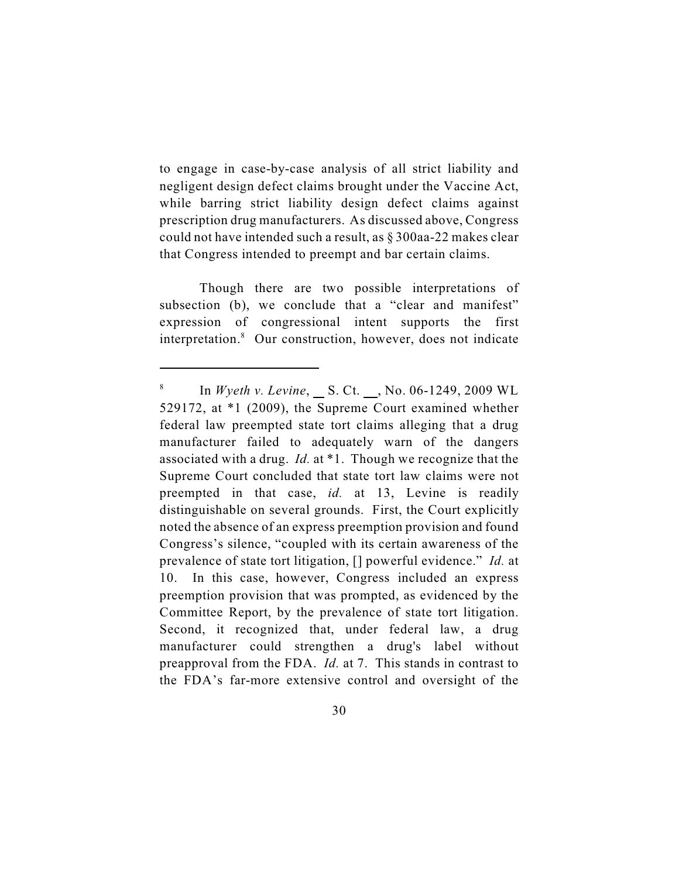to engage in case-by-case analysis of all strict liability and negligent design defect claims brought under the Vaccine Act, while barring strict liability design defect claims against prescription drug manufacturers. As discussed above, Congress could not have intended such a result, as § 300aa-22 makes clear that Congress intended to preempt and bar certain claims.

Though there are two possible interpretations of subsection (b), we conclude that a "clear and manifest" expression of congressional intent supports the first interpretation.[8] Our construction, however, does not indicate

---

[8] In *Wyeth v. Levine*, __ S. Ct. __, No. 06-1249, 2009 WL 529172, at *1 (2009), the Supreme Court examined whether federal law preempted state tort claims alleging that a drug manufacturer failed to adequately warn of the dangers associated with a drug. *Id.* at *1. Though we recognize that the Supreme Court concluded that state tort law claims were not preempted in that case, *id.* at 13, Levine is readily distinguishable on several grounds. First, the Court explicitly noted the absence of an express preemption provision and found Congress's silence, "coupled with its certain awareness of the prevalence of state tort litigation, [] powerful evidence." *Id.* at 10. In this case, however, Congress included an express preemption provision that was prompted, as evidenced by the Committee Report, by the prevalence of state tort litigation. Second, it recognized that, under federal law, a drug manufacturer could strengthen a drug's label without preapproval from the FDA. *Id.* at 7. This stands in contrast to the FDA's far-more extensive control and oversight of the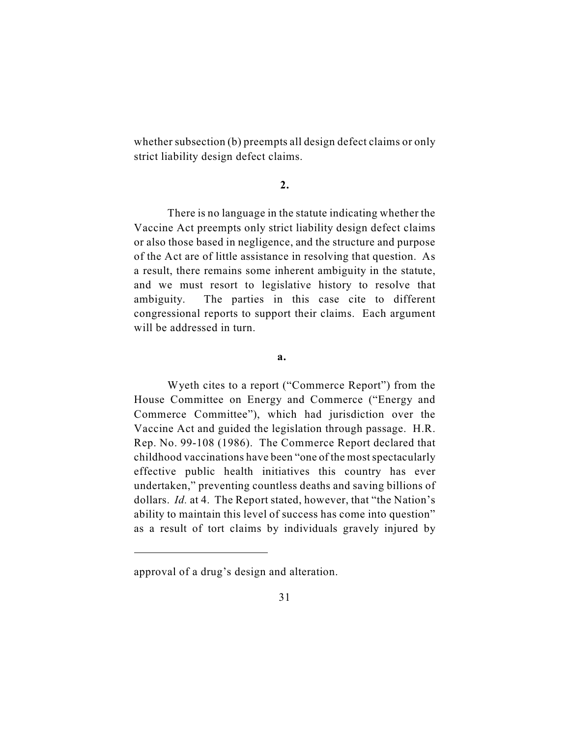whether subsection (b) preempts all design defect claims or only strict liability design defect claims.

**2.**

There is no language in the statute indicating whether the Vaccine Act preempts only strict liability design defect claims or also those based in negligence, and the structure and purpose of the Act are of little assistance in resolving that question. As a result, there remains some inherent ambiguity in the statute, and we must resort to legislative history to resolve that ambiguity. The parties in this case cite to different congressional reports to support their claims. Each argument will be addressed in turn.

**a.**

Wyeth cites to a report ("Commerce Report") from the House Committee on Energy and Commerce ("Energy and Commerce Committee"), which had jurisdiction over the Vaccine Act and guided the legislation through passage. H.R. Rep. No. 99-108 (1986). The Commerce Report declared that childhood vaccinations have been "one of the most spectacularly effective public health initiatives this country has ever undertaken," preventing countless deaths and saving billions of dollars. *Id.* at 4. The Report stated, however, that "the Nation's ability to maintain this level of success has come into question" as a result of tort claims by individuals gravely injured by

---

approval of a drug's design and alteration.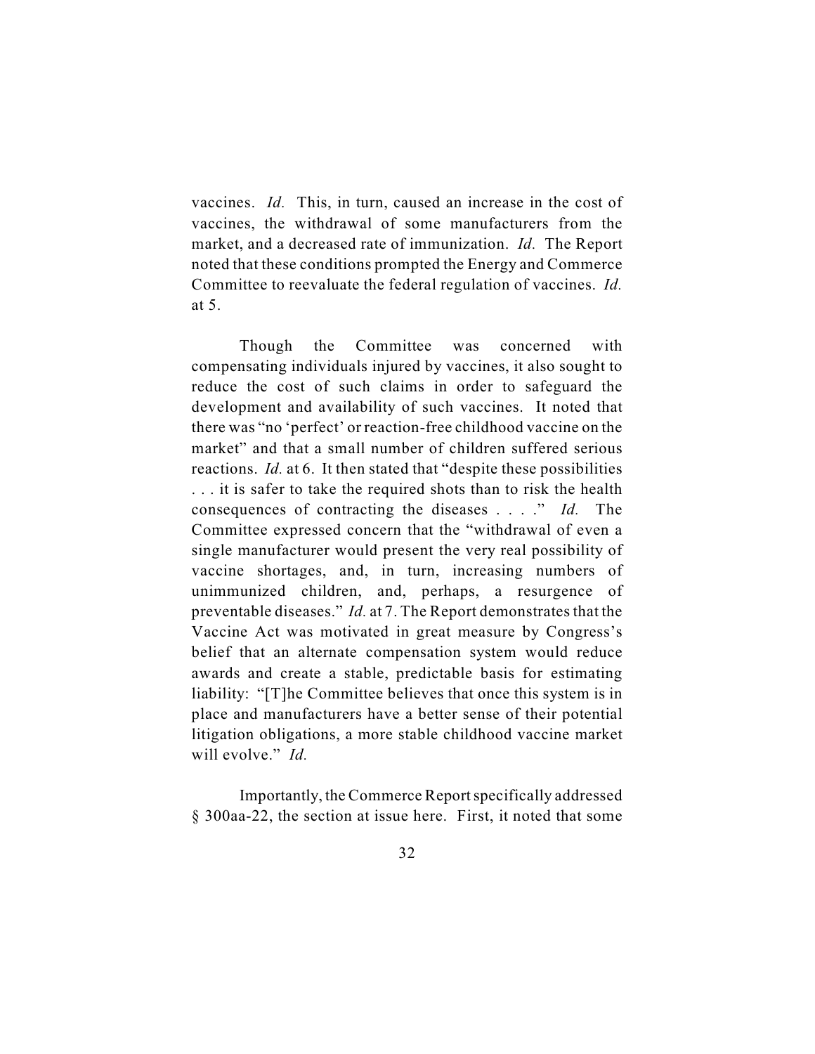vaccines. *Id.* This, in turn, caused an increase in the cost of vaccines, the withdrawal of some manufacturers from the market, and a decreased rate of immunization. *Id.* The Report noted that these conditions prompted the Energy and Commerce Committee to reevaluate the federal regulation of vaccines. *Id.* at 5.

Though the Committee was concerned with compensating individuals injured by vaccines, it also sought to reduce the cost of such claims in order to safeguard the development and availability of such vaccines. It noted that there was "no 'perfect' or reaction-free childhood vaccine on the market" and that a small number of children suffered serious reactions. *Id.* at 6. It then stated that "despite these possibilities . . . it is safer to take the required shots than to risk the health consequences of contracting the diseases . . . ." *Id.* The Committee expressed concern that the "withdrawal of even a single manufacturer would present the very real possibility of vaccine shortages, and, in turn, increasing numbers of unimmunized children, and, perhaps, a resurgence of preventable diseases." *Id.* at 7. The Report demonstrates that the Vaccine Act was motivated in great measure by Congress's belief that an alternate compensation system would reduce awards and create a stable, predictable basis for estimating liability: "[T]he Committee believes that once this system is in place and manufacturers have a better sense of their potential litigation obligations, a more stable childhood vaccine market will evolve." *Id.*

Importantly, the Commerce Report specifically addressed § 300aa-22, the section at issue here. First, it noted that some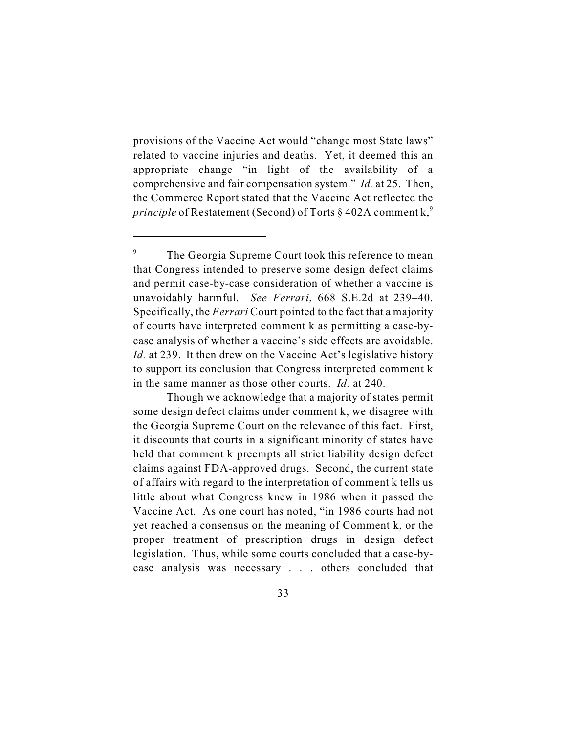provisions of the Vaccine Act would "change most State laws" related to vaccine injuries and deaths. Yet, it deemed this an appropriate change "in light of the availability of a comprehensive and fair compensation system." *Id.* at 25. Then, the Commerce Report stated that the Vaccine Act reflected the *principle* of Restatement (Second) of Torts § 402A comment k,[9]

---

[9] The Georgia Supreme Court took this reference to mean that Congress intended to preserve some design defect claims and permit case-by-case consideration of whether a vaccine is unavoidably harmful. *See Ferrari*, 668 S.E.2d at 239–40. Specifically, the *Ferrari* Court pointed to the fact that a majority of courts have interpreted comment k as permitting a case-by-case analysis of whether a vaccine's side effects are avoidable. *Id.* at 239. It then drew on the Vaccine Act's legislative history to support its conclusion that Congress interpreted comment k in the same manner as those other courts. *Id.* at 240.

Though we acknowledge that a majority of states permit some design defect claims under comment k, we disagree with the Georgia Supreme Court on the relevance of this fact. First, it discounts that courts in a significant minority of states have held that comment k preempts all strict liability design defect claims against FDA-approved drugs. Second, the current state of affairs with regard to the interpretation of comment k tells us little about what Congress knew in 1986 when it passed the Vaccine Act. As one court has noted, "in 1986 courts had not yet reached a consensus on the meaning of Comment k, or the proper treatment of prescription drugs in design defect legislation. Thus, while some courts concluded that a case-by-case analysis was necessary . . . others concluded that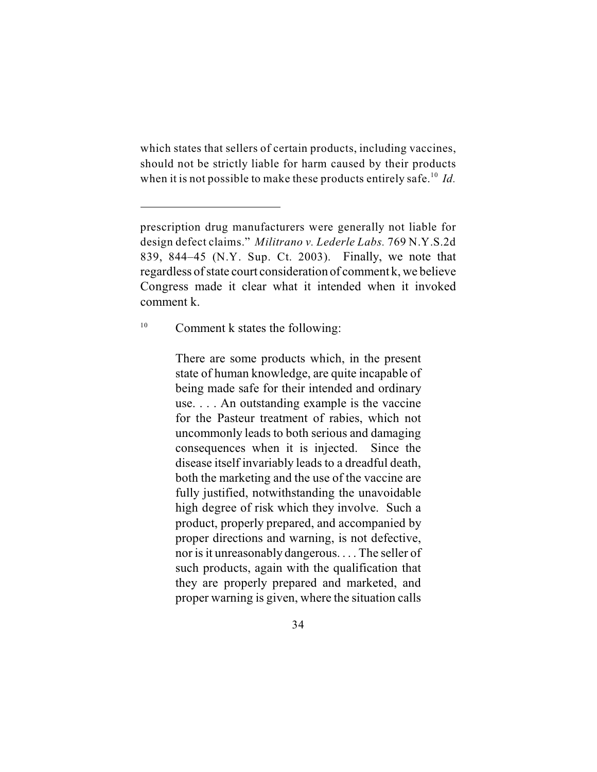which states that sellers of certain products, including vaccines, should not be strictly liable for harm caused by their products when it is not possible to make these products entirely safe.[10] *Id.*

---

prescription drug manufacturers were generally not liable for design defect claims." *Militrano v. Lederle Labs.* 769 N.Y.S.2d 839, 844–45 (N.Y. Sup. Ct. 2003). Finally, we note that regardless of state court consideration of comment k, we believe Congress made it clear what it intended when it invoked comment k.

[10] Comment k states the following:

> There are some products which, in the present state of human knowledge, are quite incapable of being made safe for their intended and ordinary use. . . . An outstanding example is the vaccine for the Pasteur treatment of rabies, which not uncommonly leads to both serious and damaging consequences when it is injected. Since the disease itself invariably leads to a dreadful death, both the marketing and the use of the vaccine are fully justified, notwithstanding the unavoidable high degree of risk which they involve. Such a product, properly prepared, and accompanied by proper directions and warning, is not defective, nor is it unreasonably dangerous. . . . The seller of such products, again with the qualification that they are properly prepared and marketed, and proper warning is given, where the situation calls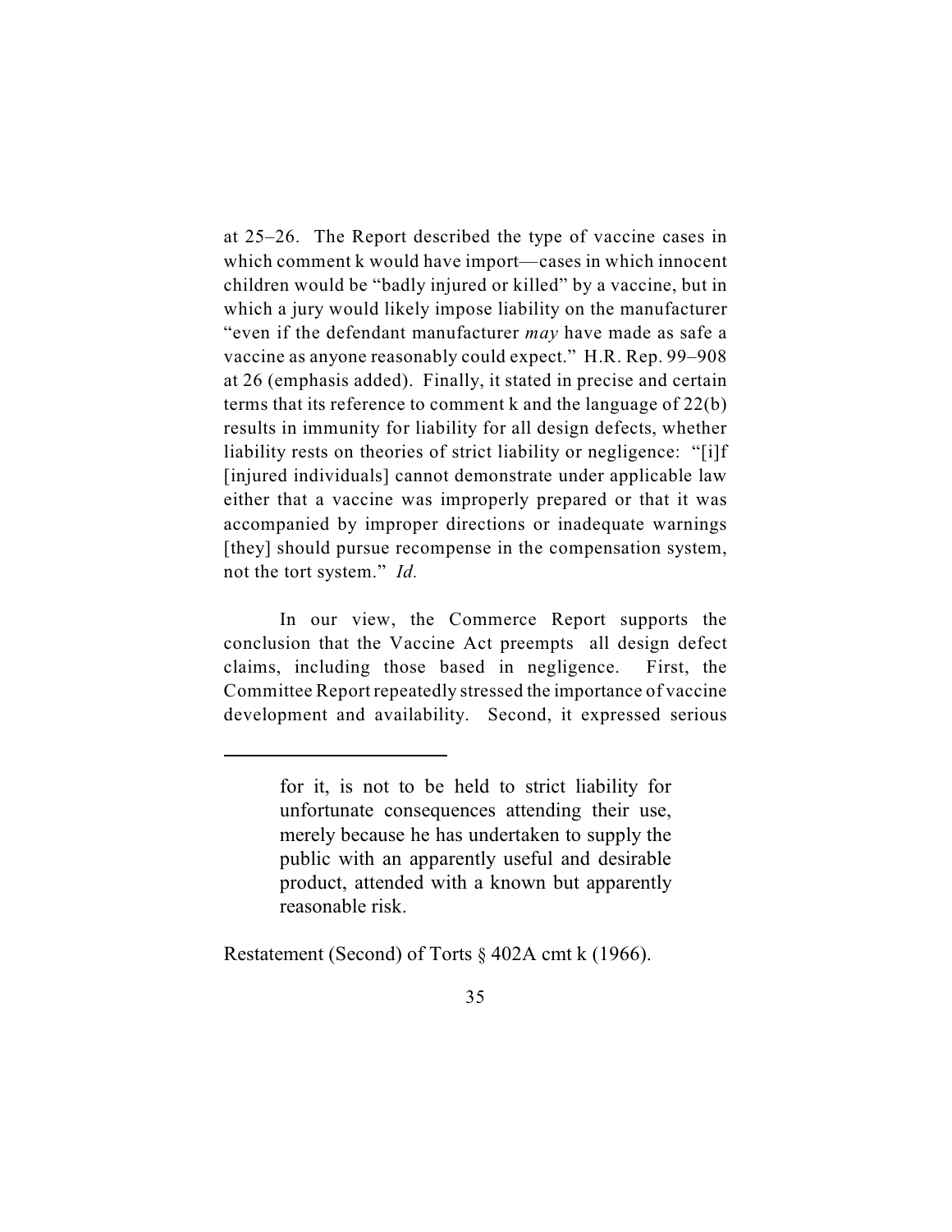at 25–26. The Report described the type of vaccine cases in which comment k would have import—cases in which innocent children would be "badly injured or killed" by a vaccine, but in which a jury would likely impose liability on the manufacturer "even if the defendant manufacturer *may* have made as safe a vaccine as anyone reasonably could expect." H.R. Rep. 99–908 at 26 (emphasis added). Finally, it stated in precise and certain terms that its reference to comment k and the language of 22(b) results in immunity for liability for all design defects, whether liability rests on theories of strict liability or negligence: "[i]f [injured individuals] cannot demonstrate under applicable law either that a vaccine was improperly prepared or that it was accompanied by improper directions or inadequate warnings [they] should pursue recompense in the compensation system, not the tort system." *Id.*

In our view, the Commerce Report supports the conclusion that the Vaccine Act preempts all design defect claims, including those based in negligence. First, the Committee Report repeatedly stressed the importance of vaccine development and availability. Second, it expressed serious

---

> for it, is not to be held to strict liability for unfortunate consequences attending their use, merely because he has undertaken to supply the public with an apparently useful and desirable product, attended with a known but apparently reasonable risk.

Restatement (Second) of Torts § 402A cmt k (1966).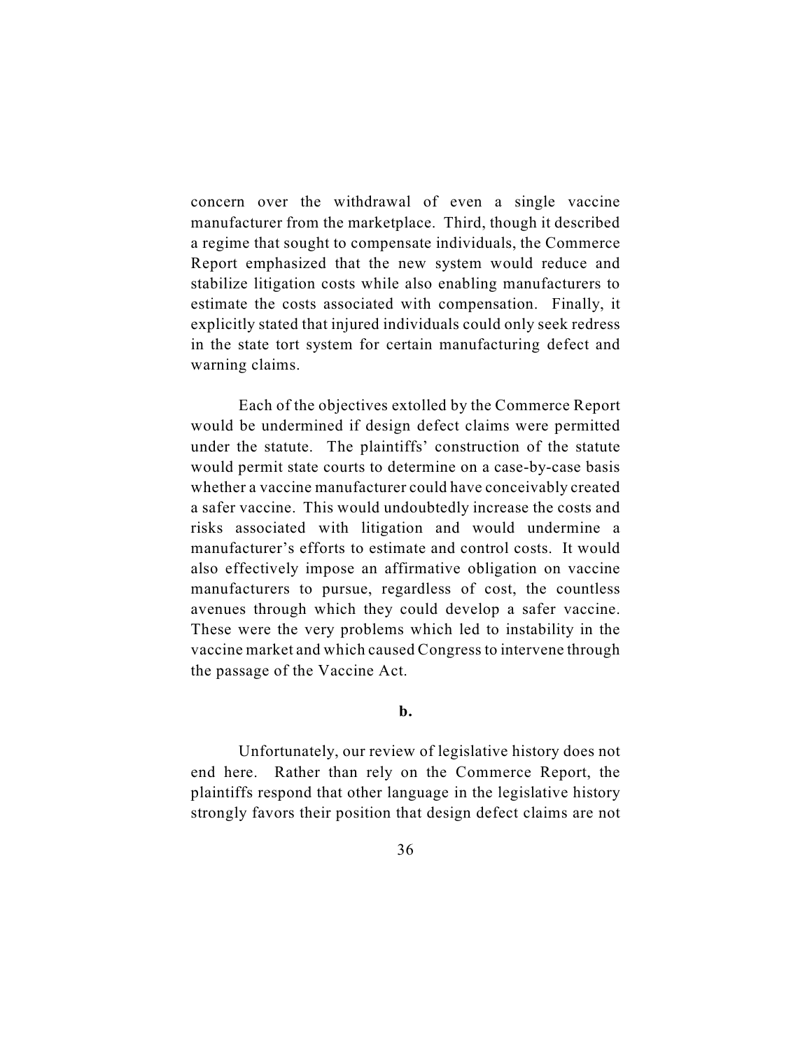concern over the withdrawal of even a single vaccine manufacturer from the marketplace. Third, though it described a regime that sought to compensate individuals, the Commerce Report emphasized that the new system would reduce and stabilize litigation costs while also enabling manufacturers to estimate the costs associated with compensation. Finally, it explicitly stated that injured individuals could only seek redress in the state tort system for certain manufacturing defect and warning claims.

Each of the objectives extolled by the Commerce Report would be undermined if design defect claims were permitted under the statute. The plaintiffs' construction of the statute would permit state courts to determine on a case-by-case basis whether a vaccine manufacturer could have conceivably created a safer vaccine. This would undoubtedly increase the costs and risks associated with litigation and would undermine a manufacturer's efforts to estimate and control costs. It would also effectively impose an affirmative obligation on vaccine manufacturers to pursue, regardless of cost, the countless avenues through which they could develop a safer vaccine. These were the very problems which led to instability in the vaccine market and which caused Congress to intervene through the passage of the Vaccine Act.

**b.**

Unfortunately, our review of legislative history does not end here. Rather than rely on the Commerce Report, the plaintiffs respond that other language in the legislative history strongly favors their position that design defect claims are not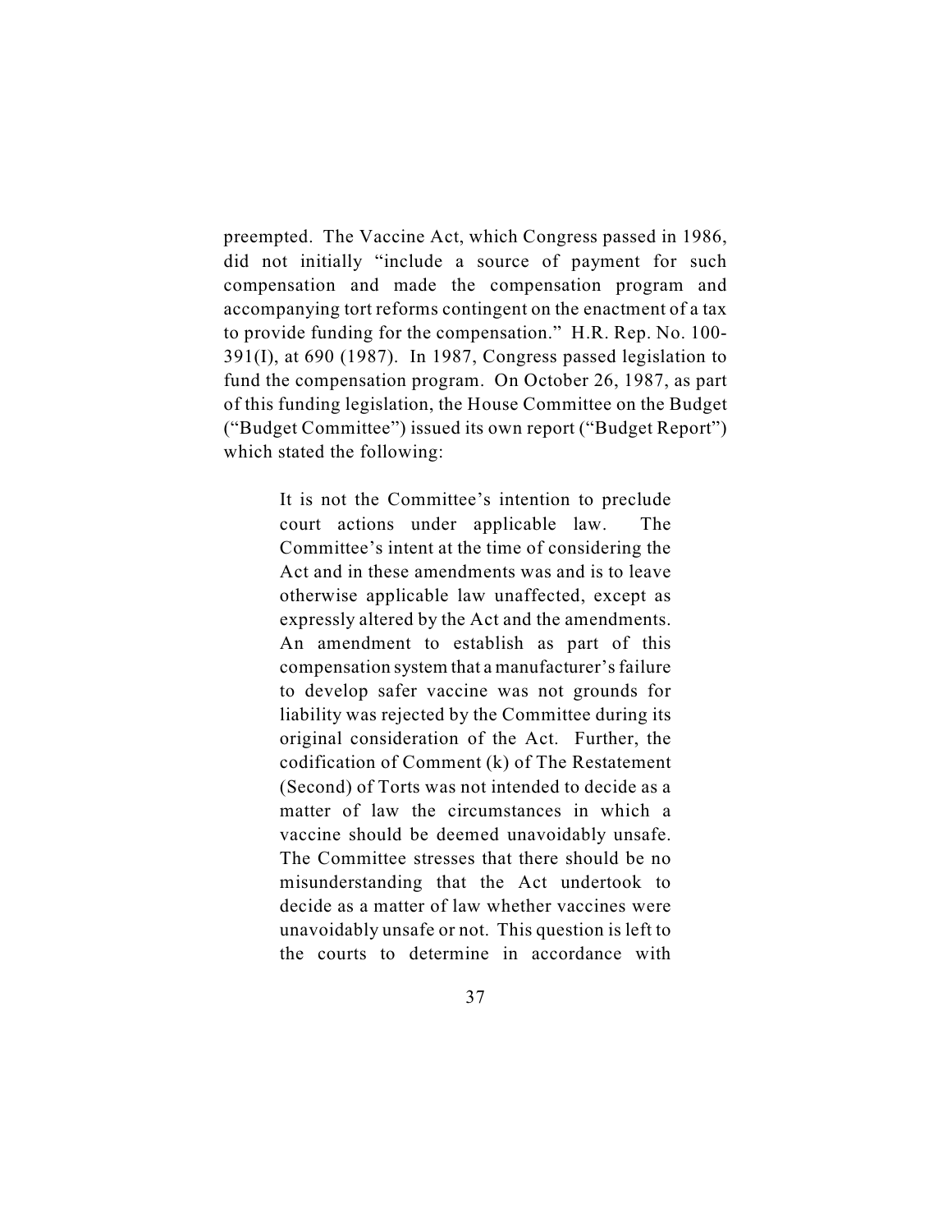preempted. The Vaccine Act, which Congress passed in 1986, did not initially "include a source of payment for such compensation and made the compensation program and accompanying tort reforms contingent on the enactment of a tax to provide funding for the compensation." H.R. Rep. No. 100-391(I), at 690 (1987). In 1987, Congress passed legislation to fund the compensation program. On October 26, 1987, as part of this funding legislation, the House Committee on the Budget ("Budget Committee") issued its own report ("Budget Report") which stated the following:

> It is not the Committee's intention to preclude court actions under applicable law. The Committee's intent at the time of considering the Act and in these amendments was and is to leave otherwise applicable law unaffected, except as expressly altered by the Act and the amendments. An amendment to establish as part of this compensation system that a manufacturer's failure to develop safer vaccine was not grounds for liability was rejected by the Committee during its original consideration of the Act. Further, the codification of Comment (k) of The Restatement (Second) of Torts was not intended to decide as a matter of law the circumstances in which a vaccine should be deemed unavoidably unsafe. The Committee stresses that there should be no misunderstanding that the Act undertook to decide as a matter of law whether vaccines were unavoidably unsafe or not. This question is left to the courts to determine in accordance with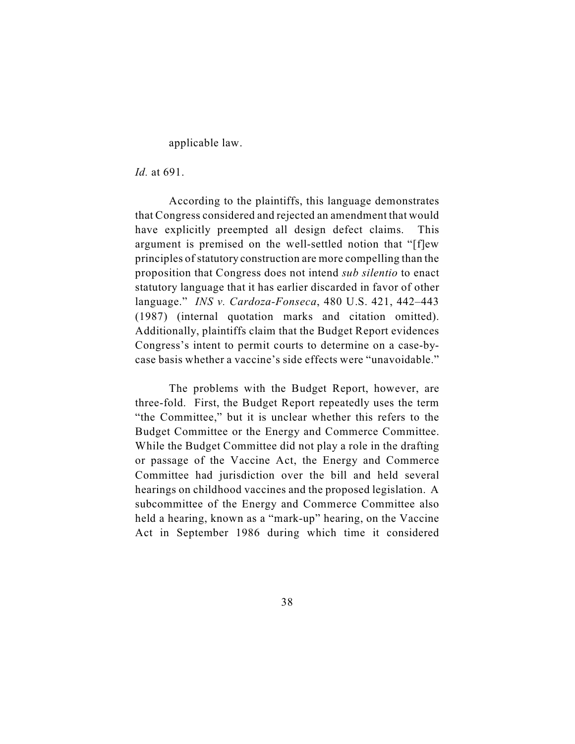applicable law.

*Id.* at 691.

According to the plaintiffs, this language demonstrates that Congress considered and rejected an amendment that would have explicitly preempted all design defect claims. This argument is premised on the well-settled notion that "[f]ew principles of statutory construction are more compelling than the proposition that Congress does not intend *sub silentio* to enact statutory language that it has earlier discarded in favor of other language." *INS v. Cardoza-Fonseca*, 480 U.S. 421, 442–443 (1987) (internal quotation marks and citation omitted). Additionally, plaintiffs claim that the Budget Report evidences Congress's intent to permit courts to determine on a case-by-case basis whether a vaccine's side effects were "unavoidable."

The problems with the Budget Report, however, are three-fold. First, the Budget Report repeatedly uses the term "the Committee," but it is unclear whether this refers to the Budget Committee or the Energy and Commerce Committee. While the Budget Committee did not play a role in the drafting or passage of the Vaccine Act, the Energy and Commerce Committee had jurisdiction over the bill and held several hearings on childhood vaccines and the proposed legislation. A subcommittee of the Energy and Commerce Committee also held a hearing, known as a "mark-up" hearing, on the Vaccine Act in September 1986 during which time it considered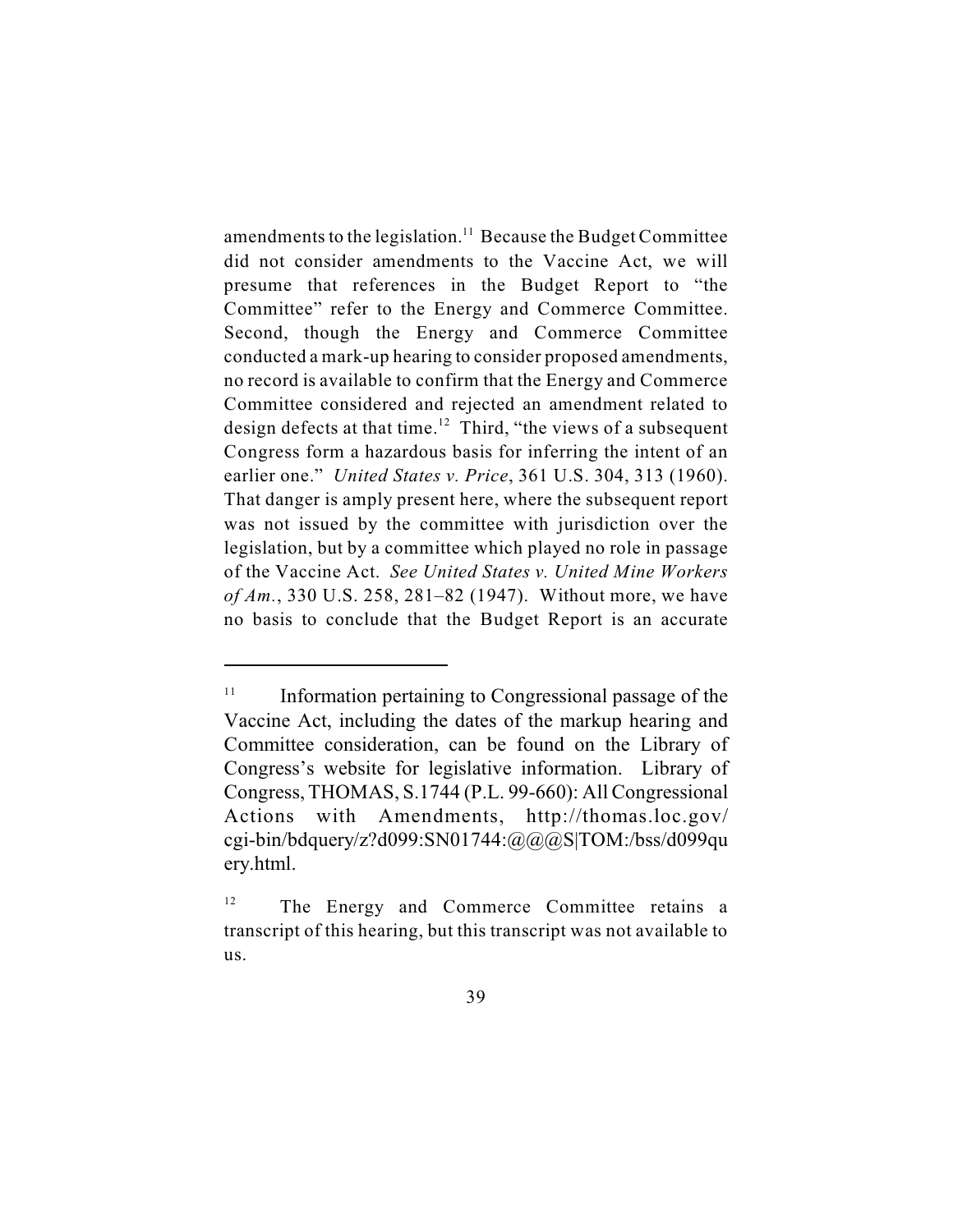amendments to the legislation.[11] Because the Budget Committee did not consider amendments to the Vaccine Act, we will presume that references in the Budget Report to "the Committee" refer to the Energy and Commerce Committee. Second, though the Energy and Commerce Committee conducted a mark-up hearing to consider proposed amendments, no record is available to confirm that the Energy and Commerce Committee considered and rejected an amendment related to design defects at that time.[12] Third, "the views of a subsequent Congress form a hazardous basis for inferring the intent of an earlier one." *United States v. Price*, 361 U.S. 304, 313 (1960). That danger is amply present here, where the subsequent report was not issued by the committee with jurisdiction over the legislation, but by a committee which played no role in passage of the Vaccine Act. *See United States v. United Mine Workers of Am.*, 330 U.S. 258, 281–82 (1947). Without more, we have no basis to conclude that the Budget Report is an accurate

---

[11] Information pertaining to Congressional passage of the Vaccine Act, including the dates of the markup hearing and Committee consideration, can be found on the Library of Congress's website for legislative information. Library of Congress, THOMAS, S.1744 (P.L. 99-660): All Congressional Actions with Amendments, http://thomas.loc.gov/cgi-bin/bdquery/z?d099:SN01744:@@@S|TOM:/bss/d099query.html.

[12] The Energy and Commerce Committee retains a transcript of this hearing, but this transcript was not available to us.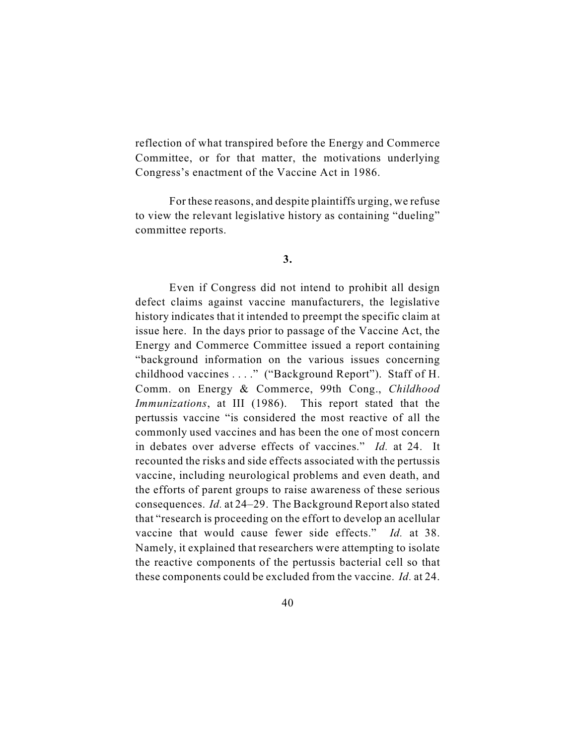reflection of what transpired before the Energy and Commerce Committee, or for that matter, the motivations underlying Congress's enactment of the Vaccine Act in 1986.

For these reasons, and despite plaintiffs urging, we refuse to view the relevant legislative history as containing "dueling" committee reports.

**3.**

Even if Congress did not intend to prohibit all design defect claims against vaccine manufacturers, the legislative history indicates that it intended to preempt the specific claim at issue here. In the days prior to passage of the Vaccine Act, the Energy and Commerce Committee issued a report containing "background information on the various issues concerning childhood vaccines . . . ." ("Background Report"). Staff of H. Comm. on Energy & Commerce, 99th Cong., *Childhood Immunizations*, at III (1986). This report stated that the pertussis vaccine "is considered the most reactive of all the commonly used vaccines and has been the one of most concern in debates over adverse effects of vaccines." *Id.* at 24. It recounted the risks and side effects associated with the pertussis vaccine, including neurological problems and even death, and the efforts of parent groups to raise awareness of these serious consequences. *Id.* at 24–29. The Background Report also stated that "research is proceeding on the effort to develop an acellular vaccine that would cause fewer side effects." *Id.* at 38. Namely, it explained that researchers were attempting to isolate the reactive components of the pertussis bacterial cell so that these components could be excluded from the vaccine. *Id.* at 24.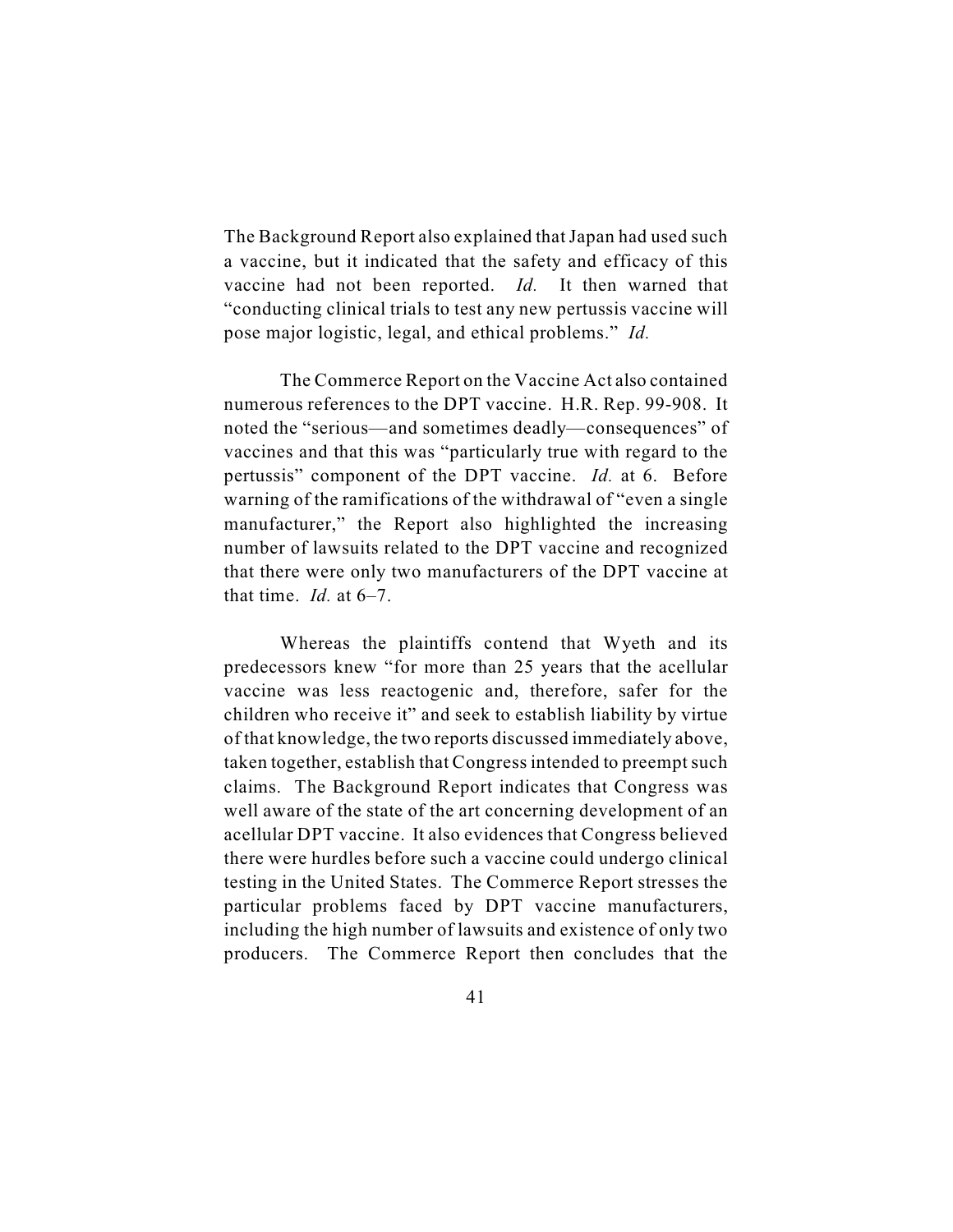The Background Report also explained that Japan had used such a vaccine, but it indicated that the safety and efficacy of this vaccine had not been reported. *Id.* It then warned that "conducting clinical trials to test any new pertussis vaccine will pose major logistic, legal, and ethical problems." *Id.*

The Commerce Report on the Vaccine Act also contained numerous references to the DPT vaccine. H.R. Rep. 99-908. It noted the "serious—and sometimes deadly—consequences" of vaccines and that this was "particularly true with regard to the pertussis" component of the DPT vaccine. *Id.* at 6. Before warning of the ramifications of the withdrawal of "even a single manufacturer," the Report also highlighted the increasing number of lawsuits related to the DPT vaccine and recognized that there were only two manufacturers of the DPT vaccine at that time. *Id.* at 6–7.

Whereas the plaintiffs contend that Wyeth and its predecessors knew "for more than 25 years that the acellular vaccine was less reactogenic and, therefore, safer for the children who receive it" and seek to establish liability by virtue of that knowledge, the two reports discussed immediately above, taken together, establish that Congress intended to preempt such claims. The Background Report indicates that Congress was well aware of the state of the art concerning development of an acellular DPT vaccine. It also evidences that Congress believed there were hurdles before such a vaccine could undergo clinical testing in the United States. The Commerce Report stresses the particular problems faced by DPT vaccine manufacturers, including the high number of lawsuits and existence of only two producers. The Commerce Report then concludes that the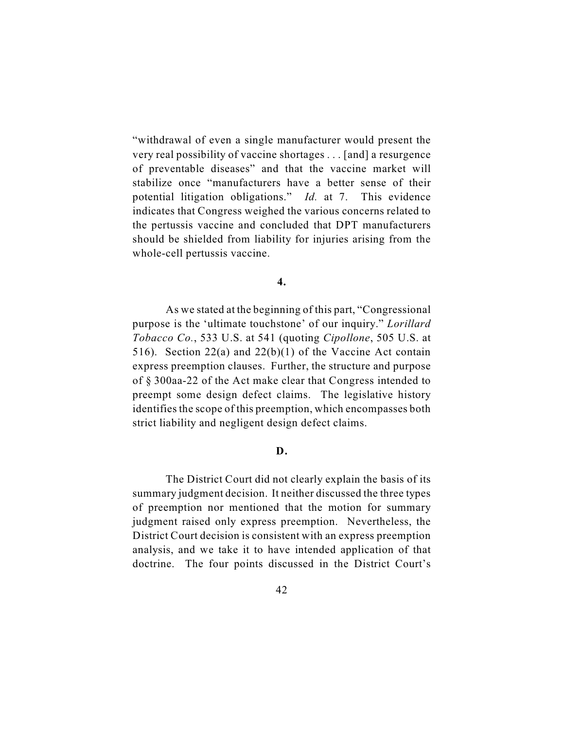"withdrawal of even a single manufacturer would present the very real possibility of vaccine shortages . . . [and] a resurgence of preventable diseases" and that the vaccine market will stabilize once "manufacturers have a better sense of their potential litigation obligations." *Id.* at 7. This evidence indicates that Congress weighed the various concerns related to the pertussis vaccine and concluded that DPT manufacturers should be shielded from liability for injuries arising from the whole-cell pertussis vaccine.

**4.**

As we stated at the beginning of this part, "Congressional purpose is the 'ultimate touchstone' of our inquiry." *Lorillard Tobacco Co.*, 533 U.S. at 541 (quoting *Cipollone*, 505 U.S. at 516). Section 22(a) and 22(b)(1) of the Vaccine Act contain express preemption clauses. Further, the structure and purpose of § 300aa-22 of the Act make clear that Congress intended to preempt some design defect claims. The legislative history identifies the scope of this preemption, which encompasses both strict liability and negligent design defect claims.

**D.**

The District Court did not clearly explain the basis of its summary judgment decision. It neither discussed the three types of preemption nor mentioned that the motion for summary judgment raised only express preemption. Nevertheless, the District Court decision is consistent with an express preemption analysis, and we take it to have intended application of that doctrine. The four points discussed in the District Court's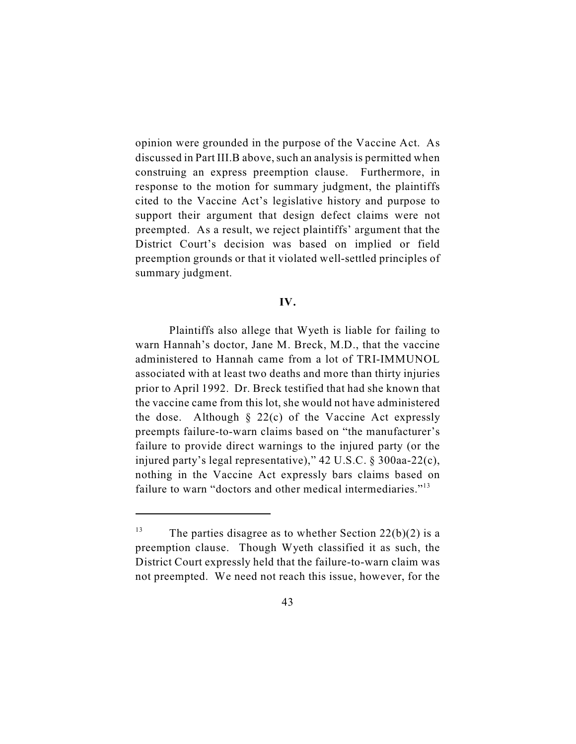opinion were grounded in the purpose of the Vaccine Act. As discussed in Part III.B above, such an analysis is permitted when construing an express preemption clause. Furthermore, in response to the motion for summary judgment, the plaintiffs cited to the Vaccine Act's legislative history and purpose to support their argument that design defect claims were not preempted. As a result, we reject plaintiffs' argument that the District Court's decision was based on implied or field preemption grounds or that it violated well-settled principles of summary judgment.

## IV.

Plaintiffs also allege that Wyeth is liable for failing to warn Hannah's doctor, Jane M. Breck, M.D., that the vaccine administered to Hannah came from a lot of TRI-IMMUNOL associated with at least two deaths and more than thirty injuries prior to April 1992. Dr. Breck testified that had she known that the vaccine came from this lot, she would not have administered the dose. Although § 22(c) of the Vaccine Act expressly preempts failure-to-warn claims based on "the manufacturer's failure to provide direct warnings to the injured party (or the injured party's legal representative)," 42 U.S.C. § 300aa-22(c), nothing in the Vaccine Act expressly bars claims based on failure to warn "doctors and other medical intermediaries."[13]

---

[13] The parties disagree as to whether Section 22(b)(2) is a preemption clause. Though Wyeth classified it as such, the District Court expressly held that the failure-to-warn claim was not preempted. We need not reach this issue, however, for the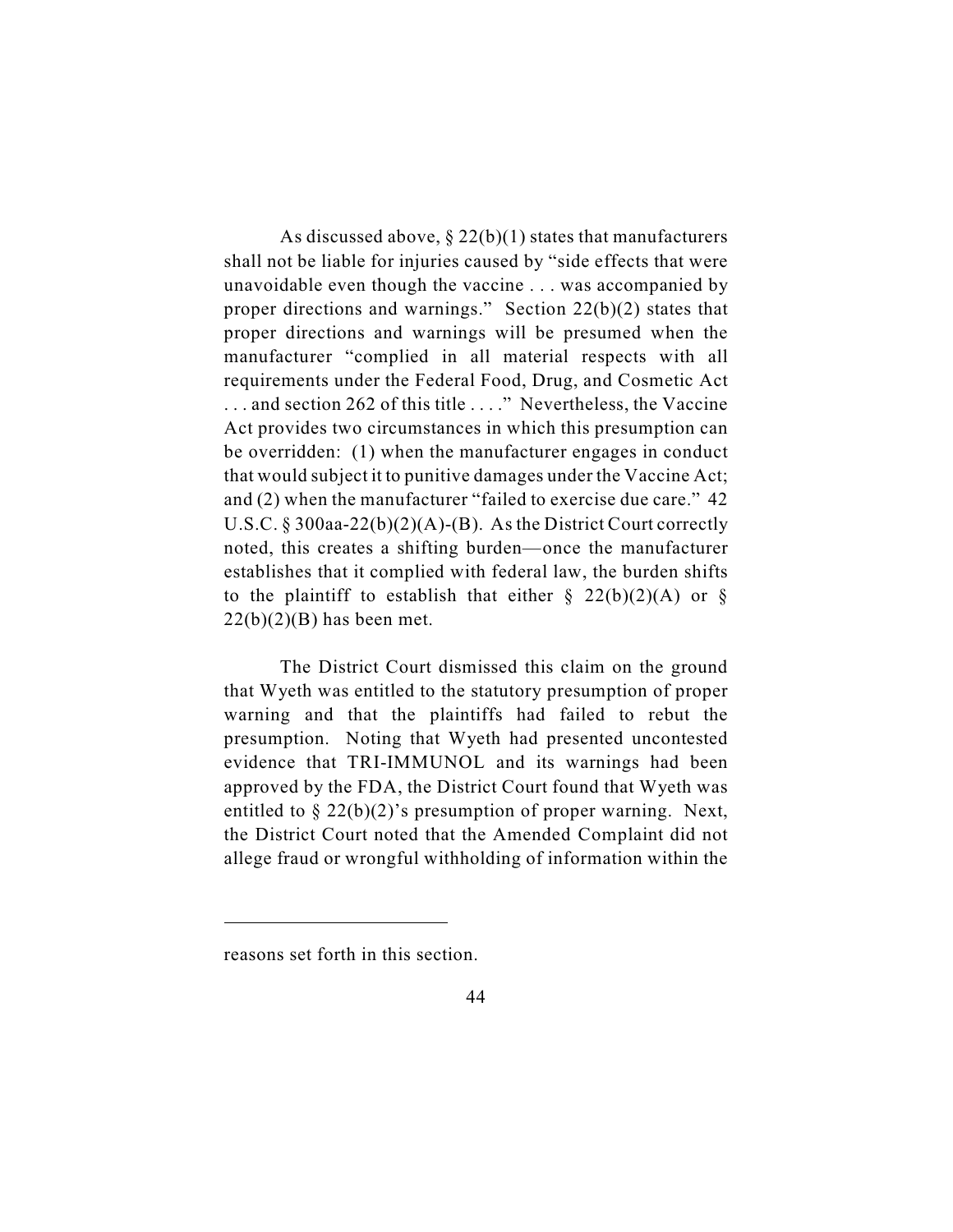As discussed above, § 22(b)(1) states that manufacturers shall not be liable for injuries caused by "side effects that were unavoidable even though the vaccine . . . was accompanied by proper directions and warnings." Section 22(b)(2) states that proper directions and warnings will be presumed when the manufacturer "complied in all material respects with all requirements under the Federal Food, Drug, and Cosmetic Act . . . and section 262 of this title . . . ." Nevertheless, the Vaccine Act provides two circumstances in which this presumption can be overridden: (1) when the manufacturer engages in conduct that would subject it to punitive damages under the Vaccine Act; and (2) when the manufacturer "failed to exercise due care." 42 U.S.C. § 300aa-22(b)(2)(A)-(B). As the District Court correctly noted, this creates a shifting burden—once the manufacturer establishes that it complied with federal law, the burden shifts to the plaintiff to establish that either § 22(b)(2)(A) or § 22(b)(2)(B) has been met.

The District Court dismissed this claim on the ground that Wyeth was entitled to the statutory presumption of proper warning and that the plaintiffs had failed to rebut the presumption. Noting that Wyeth had presented uncontested evidence that TRI-IMMUNOL and its warnings had been approved by the FDA, the District Court found that Wyeth was entitled to § 22(b)(2)'s presumption of proper warning. Next, the District Court noted that the Amended Complaint did not allege fraud or wrongful withholding of information within the

---

reasons set forth in this section.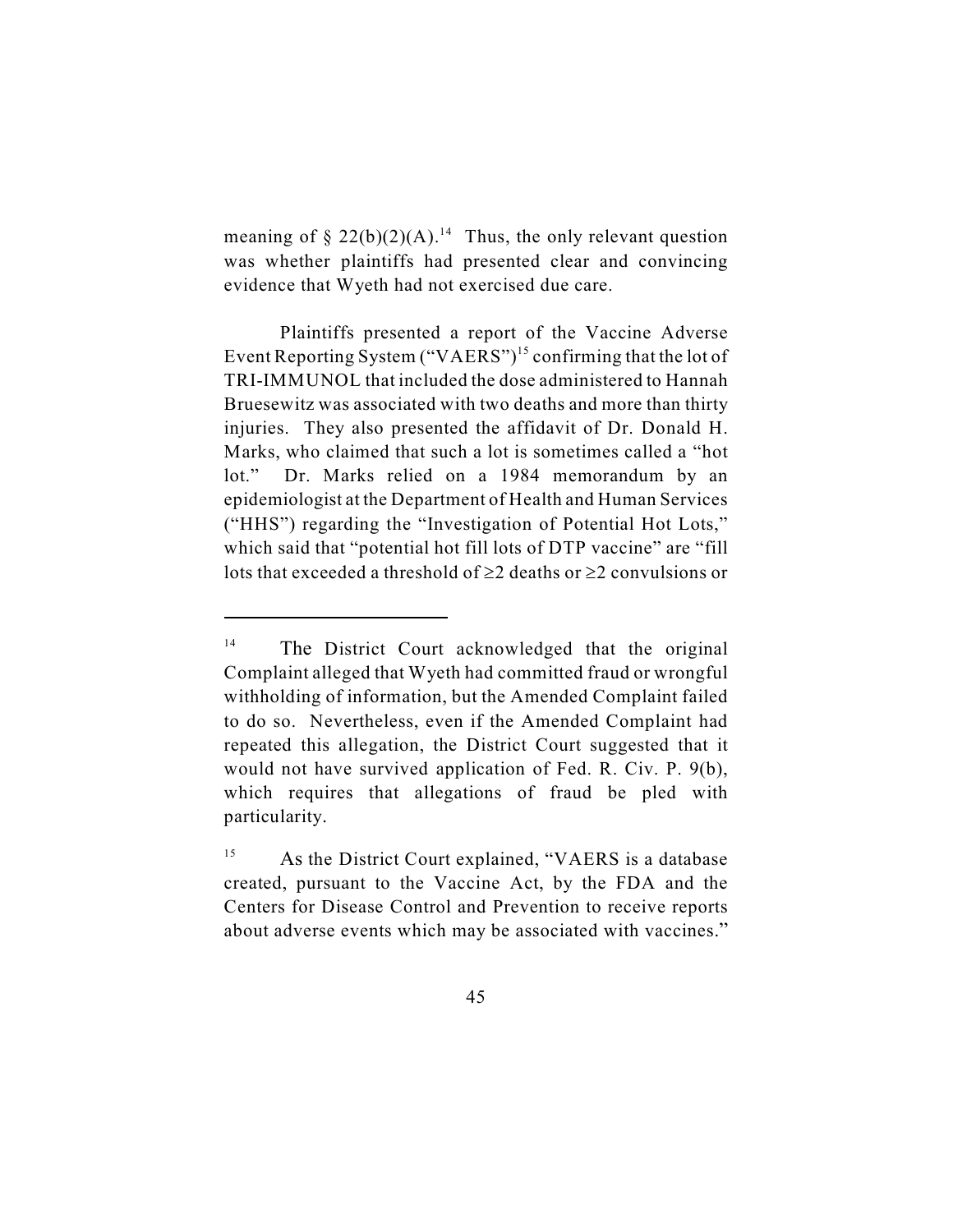meaning of § 22(b)(2)(A).[14] Thus, the only relevant question was whether plaintiffs had presented clear and convincing evidence that Wyeth had not exercised due care.

Plaintiffs presented a report of the Vaccine Adverse Event Reporting System ("VAERS")[15] confirming that the lot of TRI-IMMUNOL that included the dose administered to Hannah Bruesewitz was associated with two deaths and more than thirty injuries. They also presented the affidavit of Dr. Donald H. Marks, who claimed that such a lot is sometimes called a "hot lot." Dr. Marks relied on a 1984 memorandum by an epidemiologist at the Department of Health and Human Services ("HHS") regarding the "Investigation of Potential Hot Lots," which said that "potential hot fill lots of DTP vaccine" are "fill lots that exceeded a threshold of $\geq$2 deaths or $\geq$2 convulsions or

---

[14] The District Court acknowledged that the original Complaint alleged that Wyeth had committed fraud or wrongful withholding of information, but the Amended Complaint failed to do so. Nevertheless, even if the Amended Complaint had repeated this allegation, the District Court suggested that it would not have survived application of Fed. R. Civ. P. 9(b), which requires that allegations of fraud be pled with particularity.

[15] As the District Court explained, "VAERS is a database created, pursuant to the Vaccine Act, by the FDA and the Centers for Disease Control and Prevention to receive reports about adverse events which may be associated with vaccines."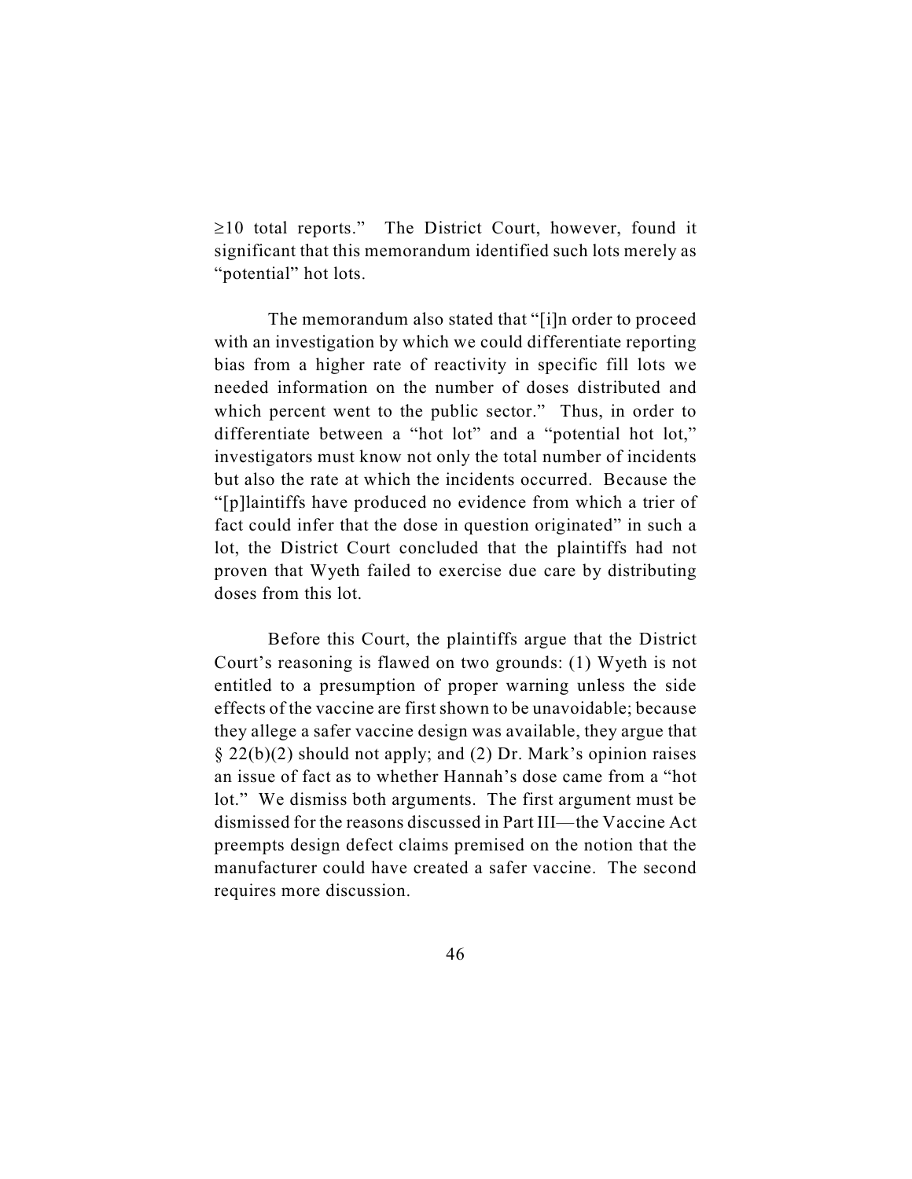≥10 total reports." The District Court, however, found it significant that this memorandum identified such lots merely as "potential" hot lots.

The memorandum also stated that "[i]n order to proceed with an investigation by which we could differentiate reporting bias from a higher rate of reactivity in specific fill lots we needed information on the number of doses distributed and which percent went to the public sector." Thus, in order to differentiate between a "hot lot" and a "potential hot lot," investigators must know not only the total number of incidents but also the rate at which the incidents occurred. Because the "[p]laintiffs have produced no evidence from which a trier of fact could infer that the dose in question originated" in such a lot, the District Court concluded that the plaintiffs had not proven that Wyeth failed to exercise due care by distributing doses from this lot.

Before this Court, the plaintiffs argue that the District Court's reasoning is flawed on two grounds: (1) Wyeth is not entitled to a presumption of proper warning unless the side effects of the vaccine are first shown to be unavoidable; because they allege a safer vaccine design was available, they argue that § 22(b)(2) should not apply; and (2) Dr. Mark's opinion raises an issue of fact as to whether Hannah's dose came from a "hot lot." We dismiss both arguments. The first argument must be dismissed for the reasons discussed in Part III—the Vaccine Act preempts design defect claims premised on the notion that the manufacturer could have created a safer vaccine. The second requires more discussion.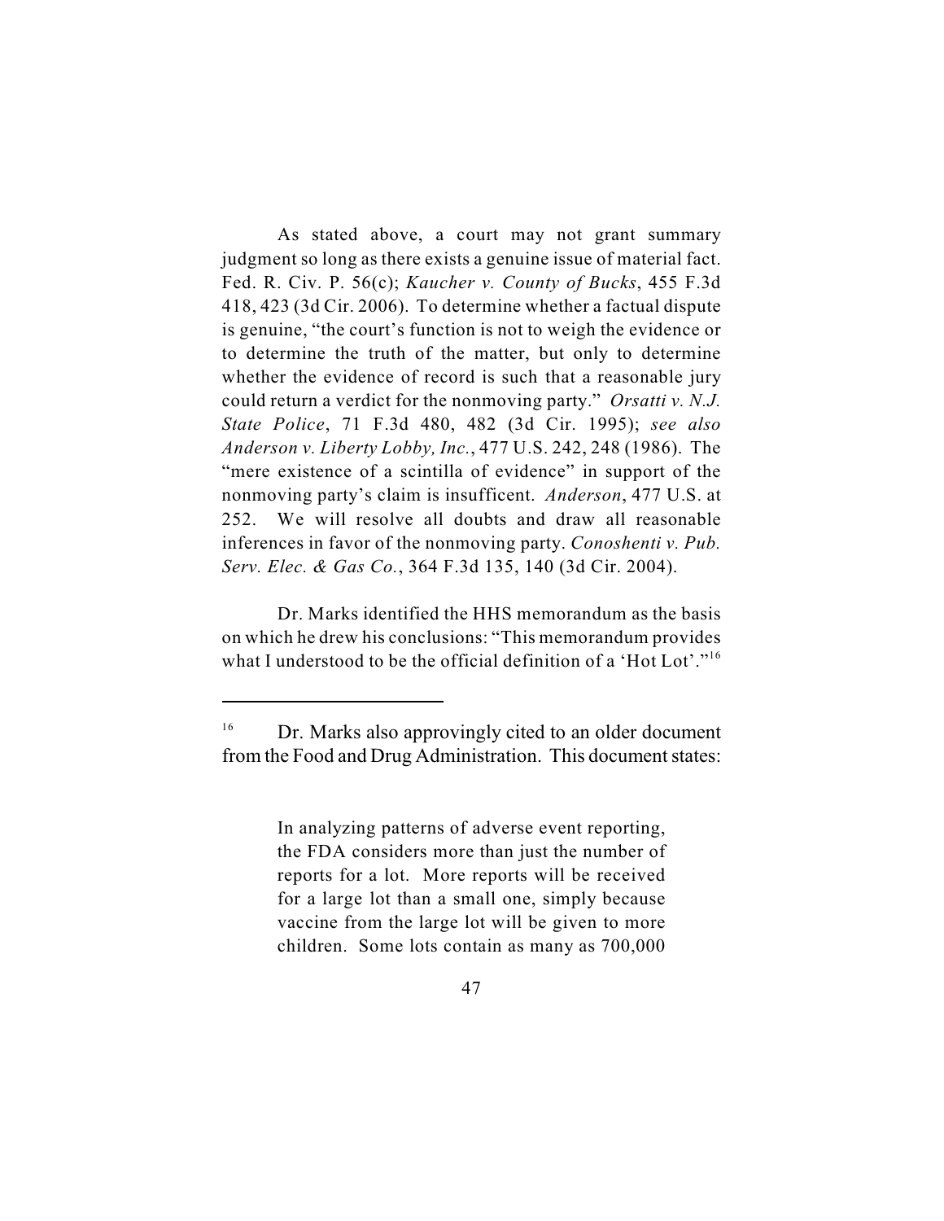As stated above, a court may not grant summary judgment so long as there exists a genuine issue of material fact. Fed. R. Civ. P. 56(c); *Kaucher v. County of Bucks*, 455 F.3d 418, 423 (3d Cir. 2006). To determine whether a factual dispute is genuine, "the court's function is not to weigh the evidence or to determine the truth of the matter, but only to determine whether the evidence of record is such that a reasonable jury could return a verdict for the nonmoving party." *Orsatti v. N.J. State Police*, 71 F.3d 480, 482 (3d Cir. 1995); *see also Anderson v. Liberty Lobby, Inc.*, 477 U.S. 242, 248 (1986). The "mere existence of a scintilla of evidence" in support of the nonmoving party's claim is insufficent. *Anderson*, 477 U.S. at 252. We will resolve all doubts and draw all reasonable inferences in favor of the nonmoving party. *Conoshenti v. Pub. Serv. Elec. & Gas Co.*, 364 F.3d 135, 140 (3d Cir. 2004).

Dr. Marks identified the HHS memorandum as the basis on which he drew his conclusions: "This memorandum provides what I understood to be the official definition of a 'Hot Lot'."[16]

---

[16] Dr. Marks also approvingly cited to an older document from the Food and Drug Administration. This document states:

> In analyzing patterns of adverse event reporting, the FDA considers more than just the number of reports for a lot. More reports will be received for a large lot than a small one, simply because vaccine from the large lot will be given to more children. Some lots contain as many as 700,000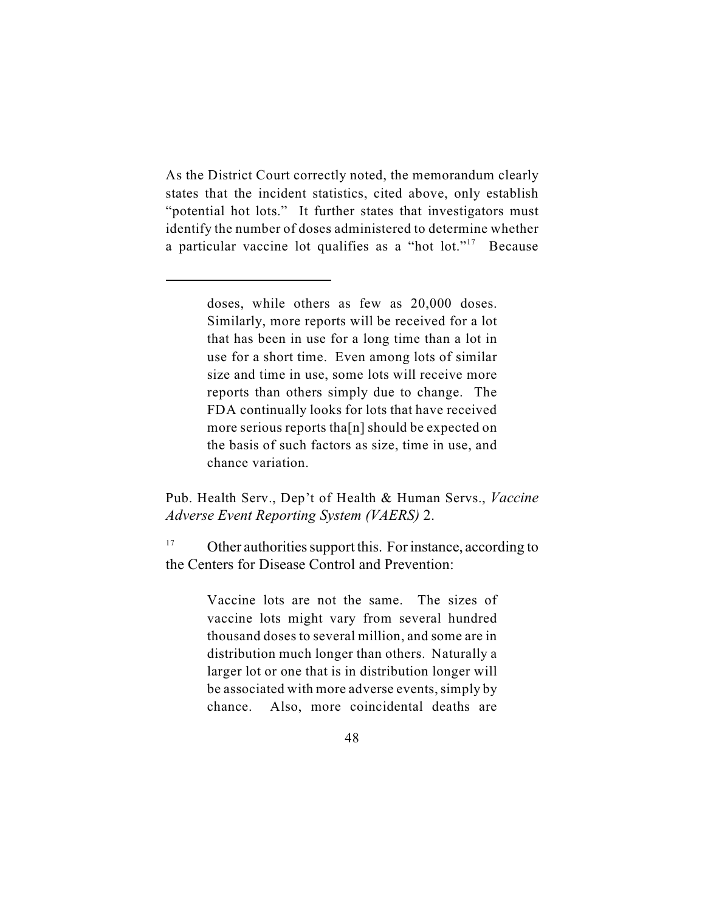As the District Court correctly noted, the memorandum clearly states that the incident statistics, cited above, only establish "potential hot lots." It further states that investigators must identify the number of doses administered to determine whether a particular vaccine lot qualifies as a "hot lot."[17] Because

---

> doses, while others as few as 20,000 doses. Similarly, more reports will be received for a lot that has been in use for a long time than a lot in use for a short time. Even among lots of similar size and time in use, some lots will receive more reports than others simply due to change. The FDA continually looks for lots that have received more serious reports tha[n] should be expected on the basis of such factors as size, time in use, and chance variation.

Pub. Health Serv., Dep't of Health & Human Servs., *Vaccine Adverse Event Reporting System (VAERS)* 2.

[17] Other authorities support this. For instance, according to the Centers for Disease Control and Prevention:

> Vaccine lots are not the same. The sizes of vaccine lots might vary from several hundred thousand doses to several million, and some are in distribution much longer than others. Naturally a larger lot or one that is in distribution longer will be associated with more adverse events, simply by chance. Also, more coincidental deaths are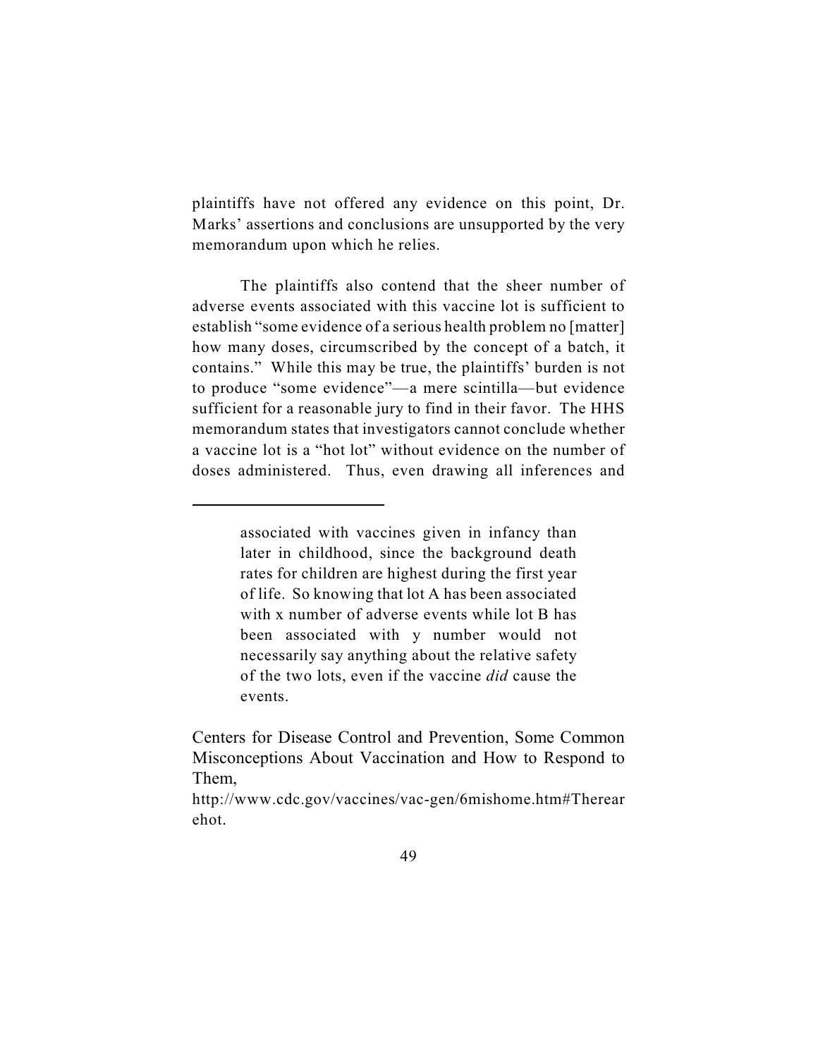plaintiffs have not offered any evidence on this point, Dr. Marks' assertions and conclusions are unsupported by the very memorandum upon which he relies.

The plaintiffs also contend that the sheer number of adverse events associated with this vaccine lot is sufficient to establish "some evidence of a serious health problem no [matter] how many doses, circumscribed by the concept of a batch, it contains." While this may be true, the plaintiffs' burden is not to produce "some evidence"—a mere scintilla—but evidence sufficient for a reasonable jury to find in their favor. The HHS memorandum states that investigators cannot conclude whether a vaccine lot is a "hot lot" without evidence on the number of doses administered. Thus, even drawing all inferences and

---

> associated with vaccines given in infancy than later in childhood, since the background death rates for children are highest during the first year of life. So knowing that lot A has been associated with x number of adverse events while lot B has been associated with y number would not necessarily say anything about the relative safety of the two lots, even if the vaccine *did* cause the events.

Centers for Disease Control and Prevention, Some Common Misconceptions About Vaccination and How to Respond to Them, http://www.cdc.gov/vaccines/vac-gen/6mishome.htm#Therearehot.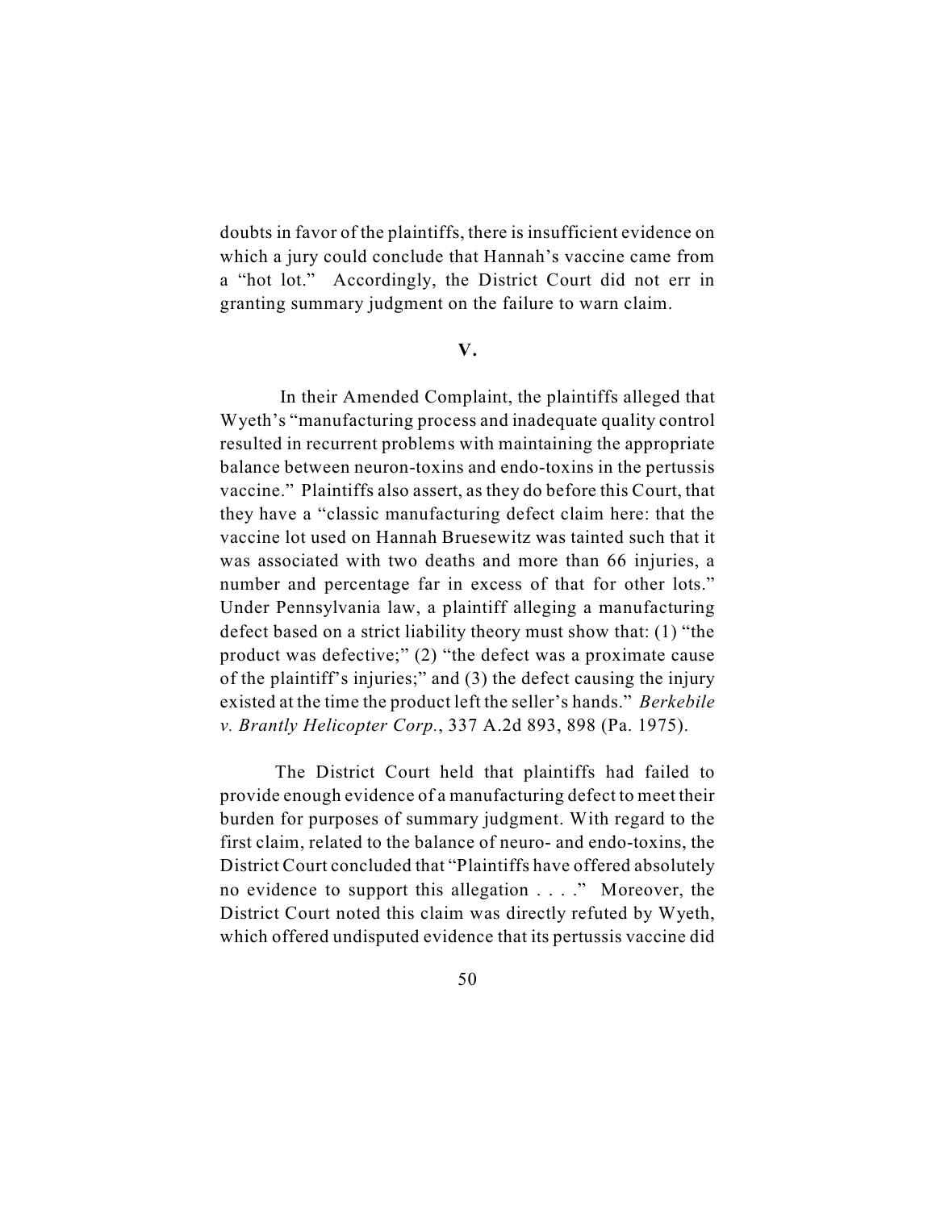doubts in favor of the plaintiffs, there is insufficient evidence on which a jury could conclude that Hannah's vaccine came from a "hot lot." Accordingly, the District Court did not err in granting summary judgment on the failure to warn claim.

## V.

In their Amended Complaint, the plaintiffs alleged that Wyeth's "manufacturing process and inadequate quality control resulted in recurrent problems with maintaining the appropriate balance between neuron-toxins and endo-toxins in the pertussis vaccine." Plaintiffs also assert, as they do before this Court, that they have a "classic manufacturing defect claim here: that the vaccine lot used on Hannah Bruesewitz was tainted such that it was associated with two deaths and more than 66 injuries, a number and percentage far in excess of that for other lots." Under Pennsylvania law, a plaintiff alleging a manufacturing defect based on a strict liability theory must show that: (1) "the product was defective;" (2) "the defect was a proximate cause of the plaintiff's injuries;" and (3) the defect causing the injury existed at the time the product left the seller's hands." *Berkebile v. Brantly Helicopter Corp.*, 337 A.2d 893, 898 (Pa. 1975).

The District Court held that plaintiffs had failed to provide enough evidence of a manufacturing defect to meet their burden for purposes of summary judgment. With regard to the first claim, related to the balance of neuro- and endo-toxins, the District Court concluded that "Plaintiffs have offered absolutely no evidence to support this allegation . . . ." Moreover, the District Court noted this claim was directly refuted by Wyeth, which offered undisputed evidence that its pertussis vaccine did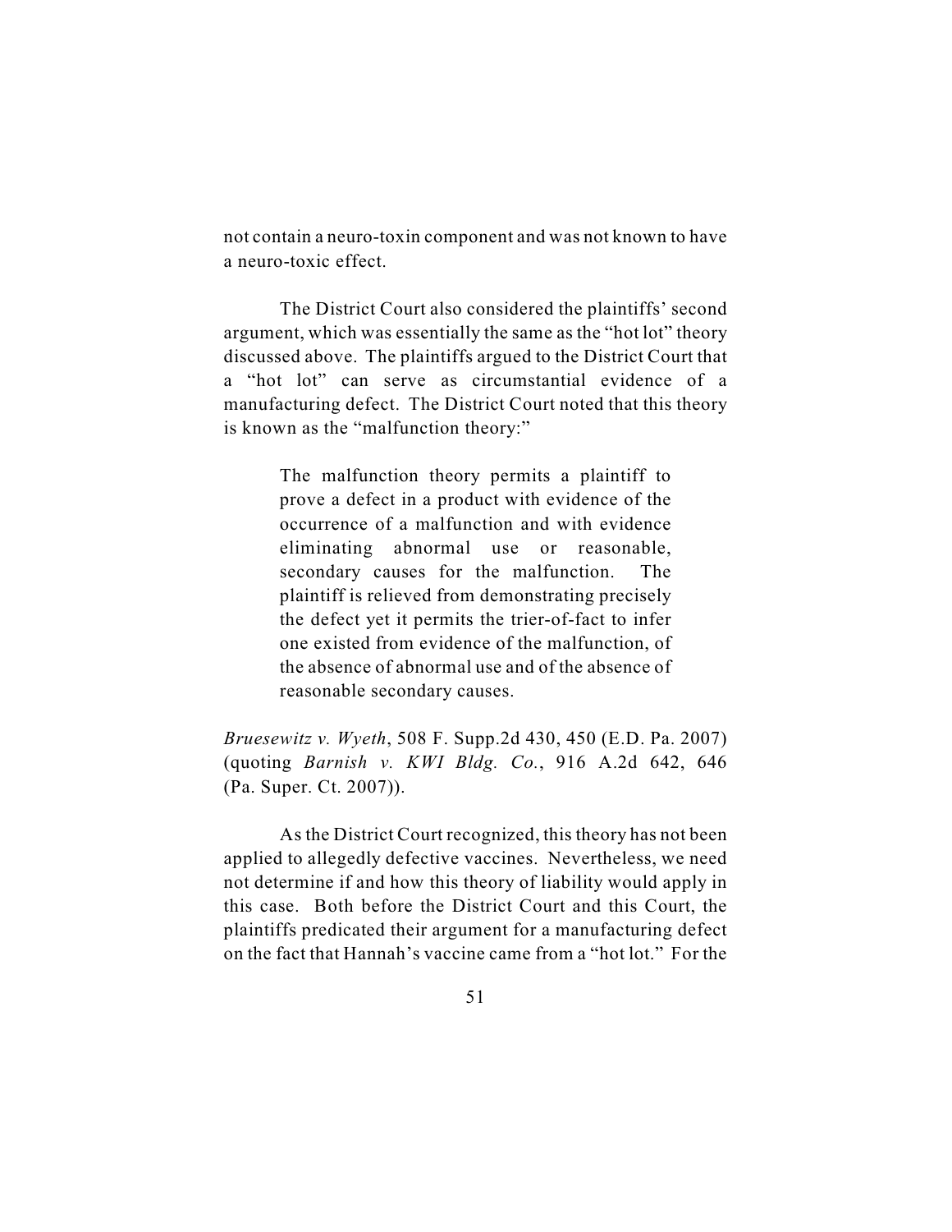not contain a neuro-toxin component and was not known to have a neuro-toxic effect.

The District Court also considered the plaintiffs' second argument, which was essentially the same as the "hot lot" theory discussed above. The plaintiffs argued to the District Court that a "hot lot" can serve as circumstantial evidence of a manufacturing defect. The District Court noted that this theory is known as the "malfunction theory:"

> The malfunction theory permits a plaintiff to prove a defect in a product with evidence of the occurrence of a malfunction and with evidence eliminating abnormal use or reasonable, secondary causes for the malfunction. The plaintiff is relieved from demonstrating precisely the defect yet it permits the trier-of-fact to infer one existed from evidence of the malfunction, of the absence of abnormal use and of the absence of reasonable secondary causes.

*Bruesewitz v. Wyeth*, 508 F. Supp.2d 430, 450 (E.D. Pa. 2007) (quoting *Barnish v. KWI Bldg. Co.*, 916 A.2d 642, 646 (Pa. Super. Ct. 2007)).

As the District Court recognized, this theory has not been applied to allegedly defective vaccines. Nevertheless, we need not determine if and how this theory of liability would apply in this case. Both before the District Court and this Court, the plaintiffs predicated their argument for a manufacturing defect on the fact that Hannah's vaccine came from a "hot lot." For the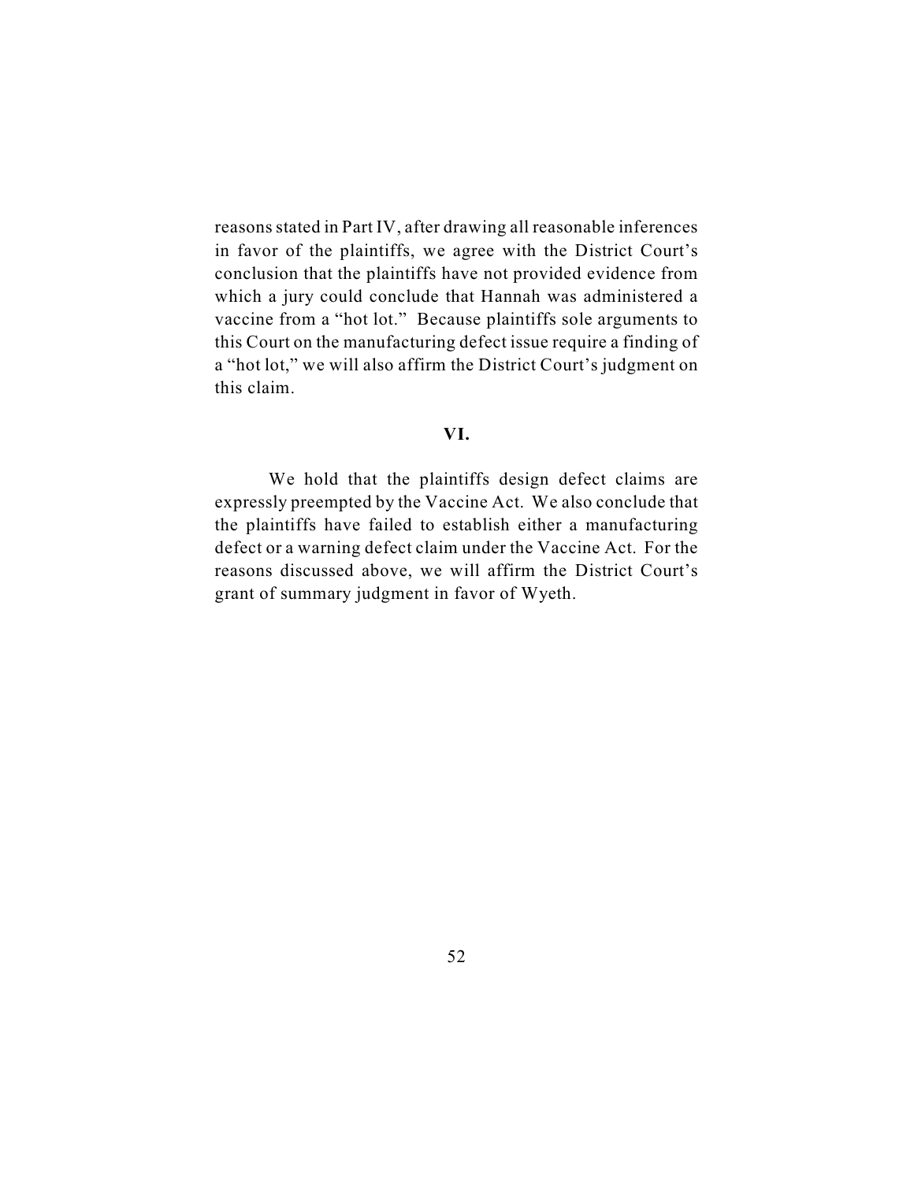reasons stated in Part IV, after drawing all reasonable inferences in favor of the plaintiffs, we agree with the District Court's conclusion that the plaintiffs have not provided evidence from which a jury could conclude that Hannah was administered a vaccine from a "hot lot." Because plaintiffs sole arguments to this Court on the manufacturing defect issue require a finding of a "hot lot," we will also affirm the District Court's judgment on this claim.

## VI.

We hold that the plaintiffs design defect claims are expressly preempted by the Vaccine Act. We also conclude that the plaintiffs have failed to establish either a manufacturing defect or a warning defect claim under the Vaccine Act. For the reasons discussed above, we will affirm the District Court's grant of summary judgment in favor of Wyeth.